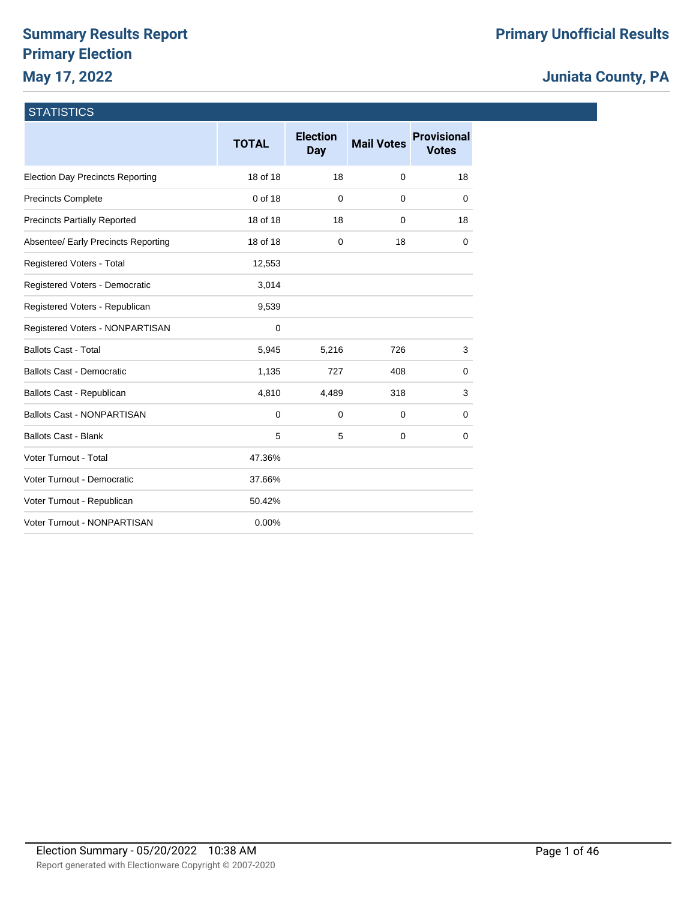# Summary Results Report
## Primary Election
## May 17, 2022

**Primary Unofficial Results**

**Juniata County, PA**

### STATISTICS

| | TOTAL | Election Day | Mail Votes | Provisional Votes |
|---|---|---|---|---|
| Election Day Precincts Reporting | 18 of 18 | 18 | 0 | 18 |
| Precincts Complete | 0 of 18 | 0 | 0 | 0 |
| Precincts Partially Reported | 18 of 18 | 18 | 0 | 18 |
| Absentee/ Early Precincts Reporting | 18 of 18 | 0 | 18 | 0 |
| Registered Voters - Total | 12,553 | | | |
| Registered Voters - Democratic | 3,014 | | | |
| Registered Voters - Republican | 9,539 | | | |
| Registered Voters - NONPARTISAN | 0 | | | |
| Ballots Cast - Total | 5,945 | 5,216 | 726 | 3 |
| Ballots Cast - Democratic | 1,135 | 727 | 408 | 0 |
| Ballots Cast - Republican | 4,810 | 4,489 | 318 | 3 |
| Ballots Cast - NONPARTISAN | 0 | 0 | 0 | 0 |
| Ballots Cast - Blank | 5 | 5 | 0 | 0 |
| Voter Turnout - Total | 47.36% | | | |
| Voter Turnout - Democratic | 37.66% | | | |
| Voter Turnout - Republican | 50.42% | | | |
| Voter Turnout - NONPARTISAN | 0.00% | | | |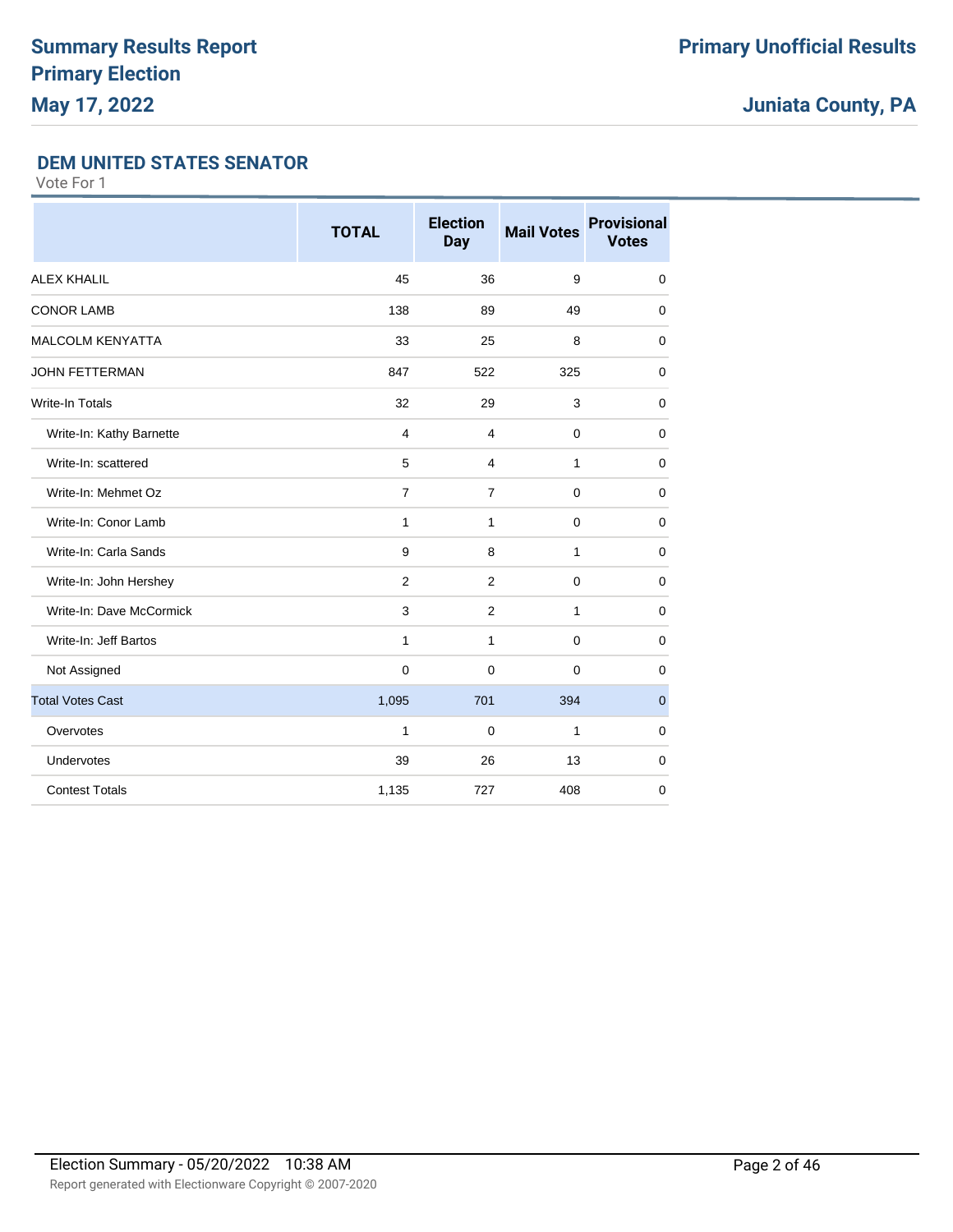# Summary Results Report
# Primary Election
# May 17, 2022

**Primary Unofficial Results**

**Juniata County, PA**

## DEM UNITED STATES SENATOR

Vote For 1

| | TOTAL | Election Day | Mail Votes | Provisional Votes |
|---|---|---|---|---|
| ALEX KHALIL | 45 | 36 | 9 | 0 |
| CONOR LAMB | 138 | 89 | 49 | 0 |
| MALCOLM KENYATTA | 33 | 25 | 8 | 0 |
| JOHN FETTERMAN | 847 | 522 | 325 | 0 |
| Write-In Totals | 32 | 29 | 3 | 0 |
| Write-In: Kathy Barnette | 4 | 4 | 0 | 0 |
| Write-In: scattered | 5 | 4 | 1 | 0 |
| Write-In: Mehmet Oz | 7 | 7 | 0 | 0 |
| Write-In: Conor Lamb | 1 | 1 | 0 | 0 |
| Write-In: Carla Sands | 9 | 8 | 1 | 0 |
| Write-In: John Hershey | 2 | 2 | 0 | 0 |
| Write-In: Dave McCormick | 3 | 2 | 1 | 0 |
| Write-In: Jeff Bartos | 1 | 1 | 0 | 0 |
| Not Assigned | 0 | 0 | 0 | 0 |
| Total Votes Cast | 1,095 | 701 | 394 | 0 |
| Overvotes | 1 | 0 | 1 | 0 |
| Undervotes | 39 | 26 | 13 | 0 |
| Contest Totals | 1,135 | 727 | 408 | 0 |

Election Summary - 05/20/2022 10:38 AM

Report generated with Electionware Copyright © 2007-2020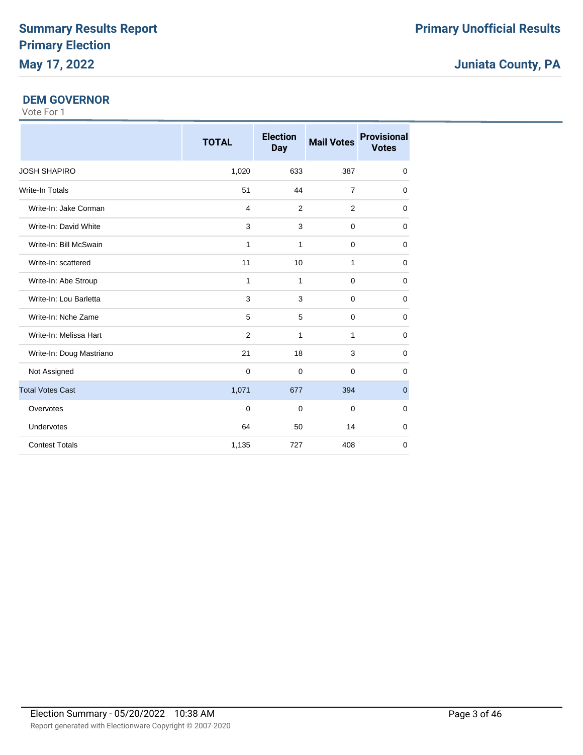# Summary Results Report
# Primary Election
# May 17, 2022

**Primary Unofficial Results**

**Juniata County, PA**

## DEM GOVERNOR

Vote For 1

| | TOTAL | Election Day | Mail Votes | Provisional Votes |
|---|---|---|---|---|
| JOSH SHAPIRO | 1,020 | 633 | 387 | 0 |
| Write-In Totals | 51 | 44 | 7 | 0 |
| Write-In: Jake Corman | 4 | 2 | 2 | 0 |
| Write-In: David White | 3 | 3 | 0 | 0 |
| Write-In: Bill McSwain | 1 | 1 | 0 | 0 |
| Write-In: scattered | 11 | 10 | 1 | 0 |
| Write-In: Abe Stroup | 1 | 1 | 0 | 0 |
| Write-In: Lou Barletta | 3 | 3 | 0 | 0 |
| Write-In: Nche Zame | 5 | 5 | 0 | 0 |
| Write-In: Melissa Hart | 2 | 1 | 1 | 0 |
| Write-In: Doug Mastriano | 21 | 18 | 3 | 0 |
| Not Assigned | 0 | 0 | 0 | 0 |
| Total Votes Cast | 1,071 | 677 | 394 | 0 |
| Overvotes | 0 | 0 | 0 | 0 |
| Undervotes | 64 | 50 | 14 | 0 |
| Contest Totals | 1,135 | 727 | 408 | 0 |

Election Summary - 05/20/2022 10:38 AM

Report generated with Electionware Copyright © 2007-2020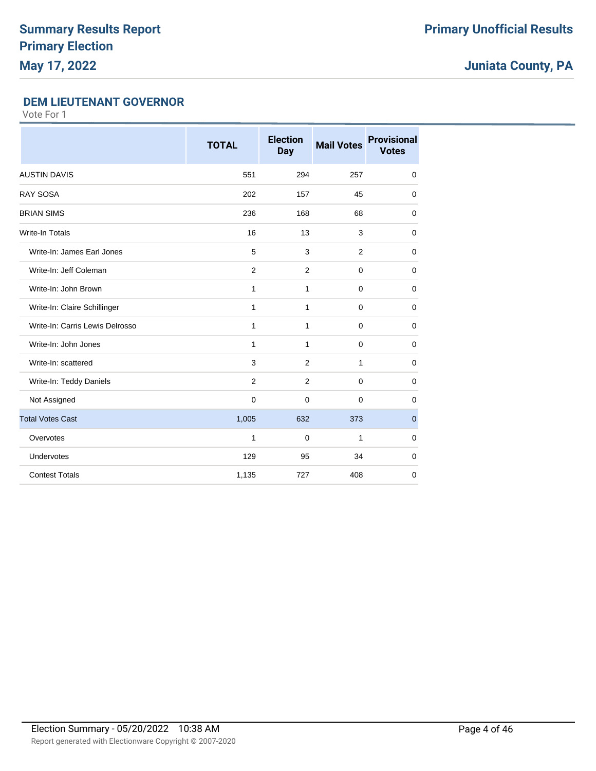# Summary Results Report
# Primary Election
# May 17, 2022

**Primary Unofficial Results**

**Juniata County, PA**

## DEM LIEUTENANT GOVERNOR

Vote For 1

| | TOTAL | Election Day | Mail Votes | Provisional Votes |
|---|---|---|---|---|
| AUSTIN DAVIS | 551 | 294 | 257 | 0 |
| RAY SOSA | 202 | 157 | 45 | 0 |
| BRIAN SIMS | 236 | 168 | 68 | 0 |
| Write-In Totals | 16 | 13 | 3 | 0 |
| Write-In: James Earl Jones | 5 | 3 | 2 | 0 |
| Write-In: Jeff Coleman | 2 | 2 | 0 | 0 |
| Write-In: John Brown | 1 | 1 | 0 | 0 |
| Write-In: Claire Schillinger | 1 | 1 | 0 | 0 |
| Write-In: Carris Lewis Delrosso | 1 | 1 | 0 | 0 |
| Write-In: John Jones | 1 | 1 | 0 | 0 |
| Write-In: scattered | 3 | 2 | 1 | 0 |
| Write-In: Teddy Daniels | 2 | 2 | 0 | 0 |
| Not Assigned | 0 | 0 | 0 | 0 |
| Total Votes Cast | 1,005 | 632 | 373 | 0 |
| Overvotes | 1 | 0 | 1 | 0 |
| Undervotes | 129 | 95 | 34 | 0 |
| Contest Totals | 1,135 | 727 | 408 | 0 |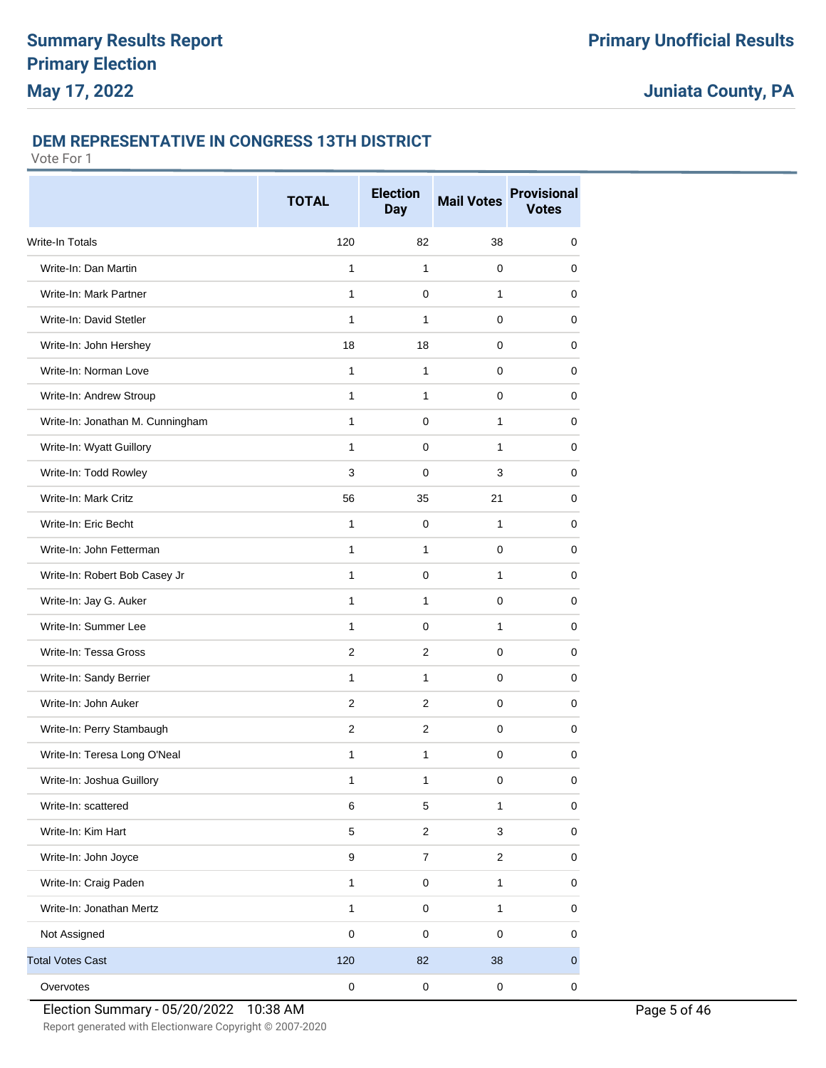# Summary Results Report
# Primary Election
# May 17, 2022

**Primary Unofficial Results**

**Juniata County, PA**

## DEM REPRESENTATIVE IN CONGRESS 13TH DISTRICT

Vote For 1

| | TOTAL | Election Day | Mail Votes | Provisional Votes |
|---|---|---|---|---|
| Write-In Totals | 120 | 82 | 38 | 0 |
| Write-In: Dan Martin | 1 | 1 | 0 | 0 |
| Write-In: Mark Partner | 1 | 0 | 1 | 0 |
| Write-In: David Stetler | 1 | 1 | 0 | 0 |
| Write-In: John Hershey | 18 | 18 | 0 | 0 |
| Write-In: Norman Love | 1 | 1 | 0 | 0 |
| Write-In: Andrew Stroup | 1 | 1 | 0 | 0 |
| Write-In: Jonathan M. Cunningham | 1 | 0 | 1 | 0 |
| Write-In: Wyatt Guillory | 1 | 0 | 1 | 0 |
| Write-In: Todd Rowley | 3 | 0 | 3 | 0 |
| Write-In: Mark Critz | 56 | 35 | 21 | 0 |
| Write-In: Eric Becht | 1 | 0 | 1 | 0 |
| Write-In: John Fetterman | 1 | 1 | 0 | 0 |
| Write-In: Robert Bob Casey Jr | 1 | 0 | 1 | 0 |
| Write-In: Jay G. Auker | 1 | 1 | 0 | 0 |
| Write-In: Summer Lee | 1 | 0 | 1 | 0 |
| Write-In: Tessa Gross | 2 | 2 | 0 | 0 |
| Write-In: Sandy Berrier | 1 | 1 | 0 | 0 |
| Write-In: John Auker | 2 | 2 | 0 | 0 |
| Write-In: Perry Stambaugh | 2 | 2 | 0 | 0 |
| Write-In: Teresa Long O'Neal | 1 | 1 | 0 | 0 |
| Write-In: Joshua Guillory | 1 | 1 | 0 | 0 |
| Write-In: scattered | 6 | 5 | 1 | 0 |
| Write-In: Kim Hart | 5 | 2 | 3 | 0 |
| Write-In: John Joyce | 9 | 7 | 2 | 0 |
| Write-In: Craig Paden | 1 | 0 | 1 | 0 |
| Write-In: Jonathan Mertz | 1 | 0 | 1 | 0 |
| Not Assigned | 0 | 0 | 0 | 0 |
| Total Votes Cast | 120 | 82 | 38 | 0 |
| Overvotes | 0 | 0 | 0 | 0 |

Election Summary - 05/20/2022 10:38 AM

Report generated with Electionware Copyright © 2007-2020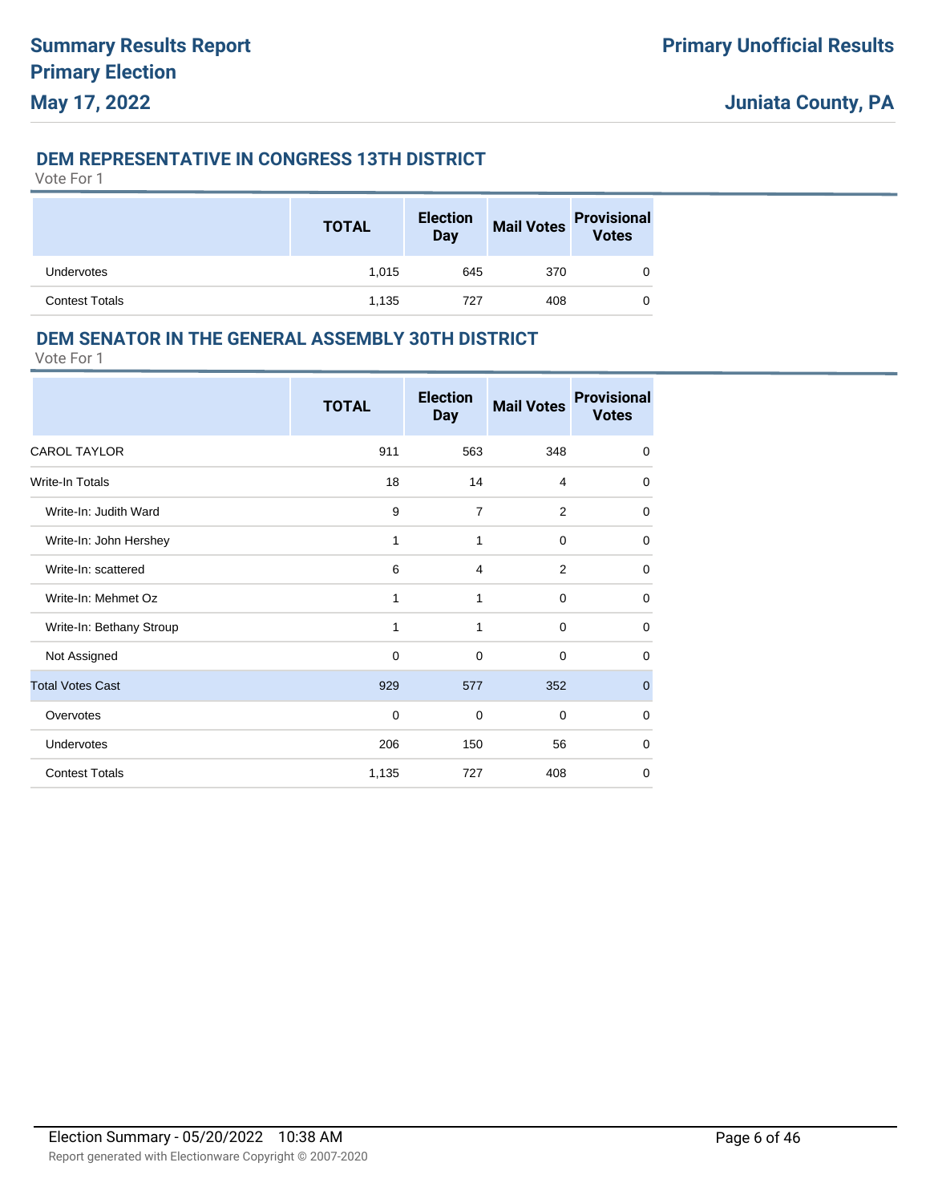### DEM REPRESENTATIVE IN CONGRESS 13TH DISTRICT

Vote For 1

| | TOTAL | Election Day | Mail Votes | Provisional Votes |
|---|---|---|---|---|
| Undervotes | 1,015 | 645 | 370 | 0 |
| Contest Totals | 1,135 | 727 | 408 | 0 |

### DEM SENATOR IN THE GENERAL ASSEMBLY 30TH DISTRICT

Vote For 1

| | TOTAL | Election Day | Mail Votes | Provisional Votes |
|---|---|---|---|---|
| CAROL TAYLOR | 911 | 563 | 348 | 0 |
| Write-In Totals | 18 | 14 | 4 | 0 |
| Write-In: Judith Ward | 9 | 7 | 2 | 0 |
| Write-In: John Hershey | 1 | 1 | 0 | 0 |
| Write-In: scattered | 6 | 4 | 2 | 0 |
| Write-In: Mehmet Oz | 1 | 1 | 0 | 0 |
| Write-In: Bethany Stroup | 1 | 1 | 0 | 0 |
| Not Assigned | 0 | 0 | 0 | 0 |
| Total Votes Cast | 929 | 577 | 352 | 0 |
| Overvotes | 0 | 0 | 0 | 0 |
| Undervotes | 206 | 150 | 56 | 0 |
| Contest Totals | 1,135 | 727 | 408 | 0 |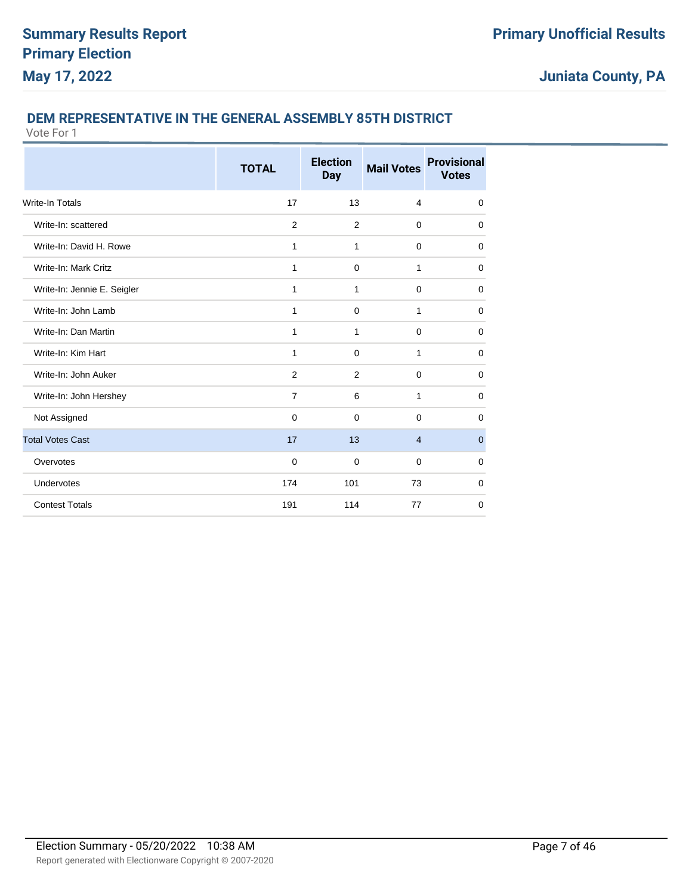# Summary Results Report

## Primary Election

## May 17, 2022

**Primary Unofficial Results**

**Juniata County, PA**

### DEM REPRESENTATIVE IN THE GENERAL ASSEMBLY 85TH DISTRICT

Vote For 1

| | TOTAL | Election Day | Mail Votes | Provisional Votes |
|---|---|---|---|---|
| Write-In Totals | 17 | 13 | 4 | 0 |
| Write-In: scattered | 2 | 2 | 0 | 0 |
| Write-In: David H. Rowe | 1 | 1 | 0 | 0 |
| Write-In: Mark Critz | 1 | 0 | 1 | 0 |
| Write-In: Jennie E. Seigler | 1 | 1 | 0 | 0 |
| Write-In: John Lamb | 1 | 0 | 1 | 0 |
| Write-In: Dan Martin | 1 | 1 | 0 | 0 |
| Write-In: Kim Hart | 1 | 0 | 1 | 0 |
| Write-In: John Auker | 2 | 2 | 0 | 0 |
| Write-In: John Hershey | 7 | 6 | 1 | 0 |
| Not Assigned | 0 | 0 | 0 | 0 |
| Total Votes Cast | 17 | 13 | 4 | 0 |
| Overvotes | 0 | 0 | 0 | 0 |
| Undervotes | 174 | 101 | 73 | 0 |
| Contest Totals | 191 | 114 | 77 | 0 |

Election Summary - 05/20/2022 10:38 AM

Report generated with Electionware Copyright © 2007-2020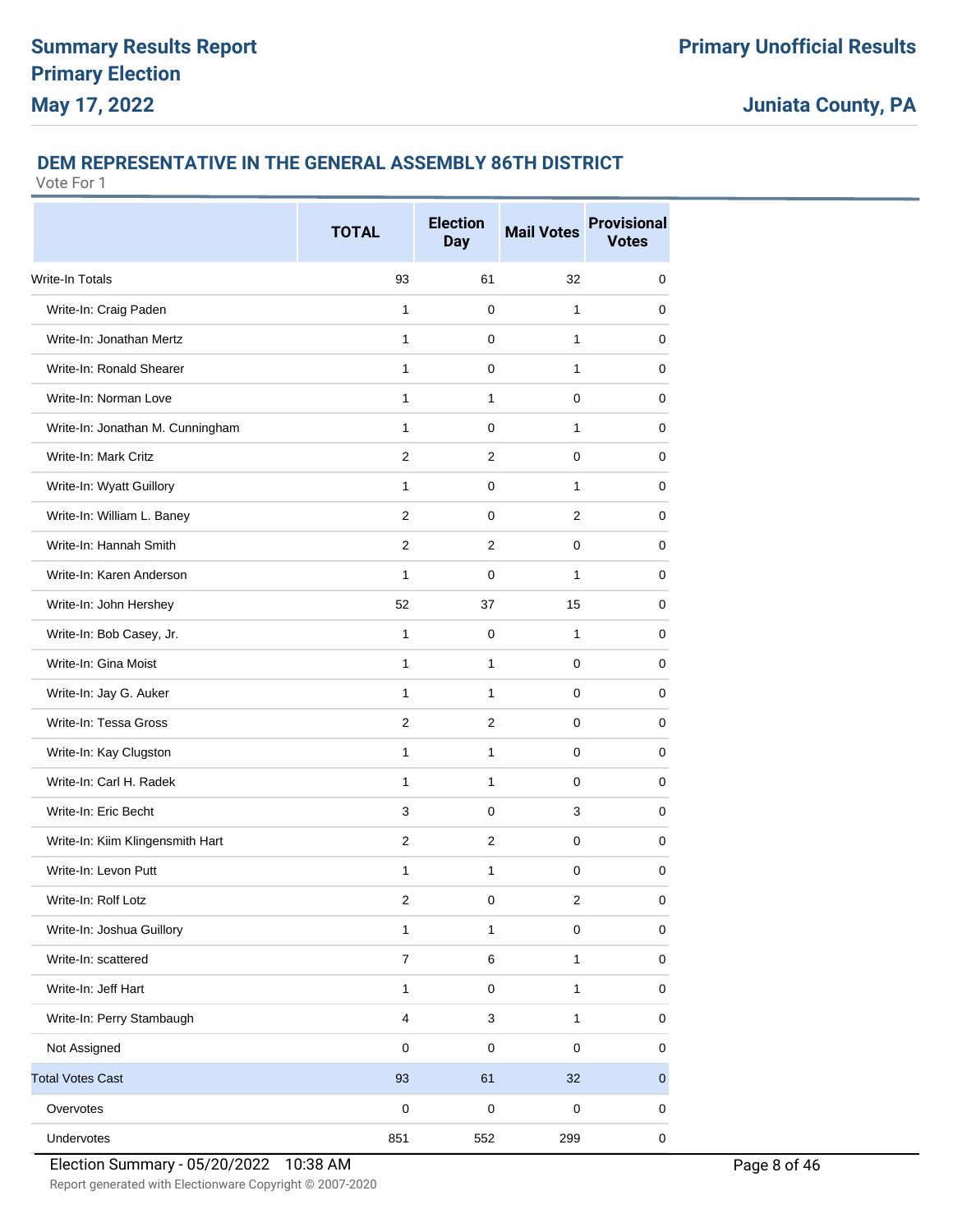# Summary Results Report
# Primary Election
# May 17, 2022

**Primary Unofficial Results**

**Juniata County, PA**

## DEM REPRESENTATIVE IN THE GENERAL ASSEMBLY 86TH DISTRICT

Vote For 1

| | TOTAL | Election Day | Mail Votes | Provisional Votes |
|---|---|---|---|---|
| Write-In Totals | 93 | 61 | 32 | 0 |
| Write-In: Craig Paden | 1 | 0 | 1 | 0 |
| Write-In: Jonathan Mertz | 1 | 0 | 1 | 0 |
| Write-In: Ronald Shearer | 1 | 0 | 1 | 0 |
| Write-In: Norman Love | 1 | 1 | 0 | 0 |
| Write-In: Jonathan M. Cunningham | 1 | 0 | 1 | 0 |
| Write-In: Mark Critz | 2 | 2 | 0 | 0 |
| Write-In: Wyatt Guillory | 1 | 0 | 1 | 0 |
| Write-In: William L. Baney | 2 | 0 | 2 | 0 |
| Write-In: Hannah Smith | 2 | 2 | 0 | 0 |
| Write-In: Karen Anderson | 1 | 0 | 1 | 0 |
| Write-In: John Hershey | 52 | 37 | 15 | 0 |
| Write-In: Bob Casey, Jr. | 1 | 0 | 1 | 0 |
| Write-In: Gina Moist | 1 | 1 | 0 | 0 |
| Write-In: Jay G. Auker | 1 | 1 | 0 | 0 |
| Write-In: Tessa Gross | 2 | 2 | 0 | 0 |
| Write-In: Kay Clugston | 1 | 1 | 0 | 0 |
| Write-In: Carl H. Radek | 1 | 1 | 0 | 0 |
| Write-In: Eric Becht | 3 | 0 | 3 | 0 |
| Write-In: Kiim Klingensmith Hart | 2 | 2 | 0 | 0 |
| Write-In: Levon Putt | 1 | 1 | 0 | 0 |
| Write-In: Rolf Lotz | 2 | 0 | 2 | 0 |
| Write-In: Joshua Guillory | 1 | 1 | 0 | 0 |
| Write-In: scattered | 7 | 6 | 1 | 0 |
| Write-In: Jeff Hart | 1 | 0 | 1 | 0 |
| Write-In: Perry Stambaugh | 4 | 3 | 1 | 0 |
| Not Assigned | 0 | 0 | 0 | 0 |
| Total Votes Cast | 93 | 61 | 32 | 0 |
| Overvotes | 0 | 0 | 0 | 0 |
| Undervotes | 851 | 552 | 299 | 0 |

Election Summary - 05/20/2022 10:38 AM

Report generated with Electionware Copyright © 2007-2020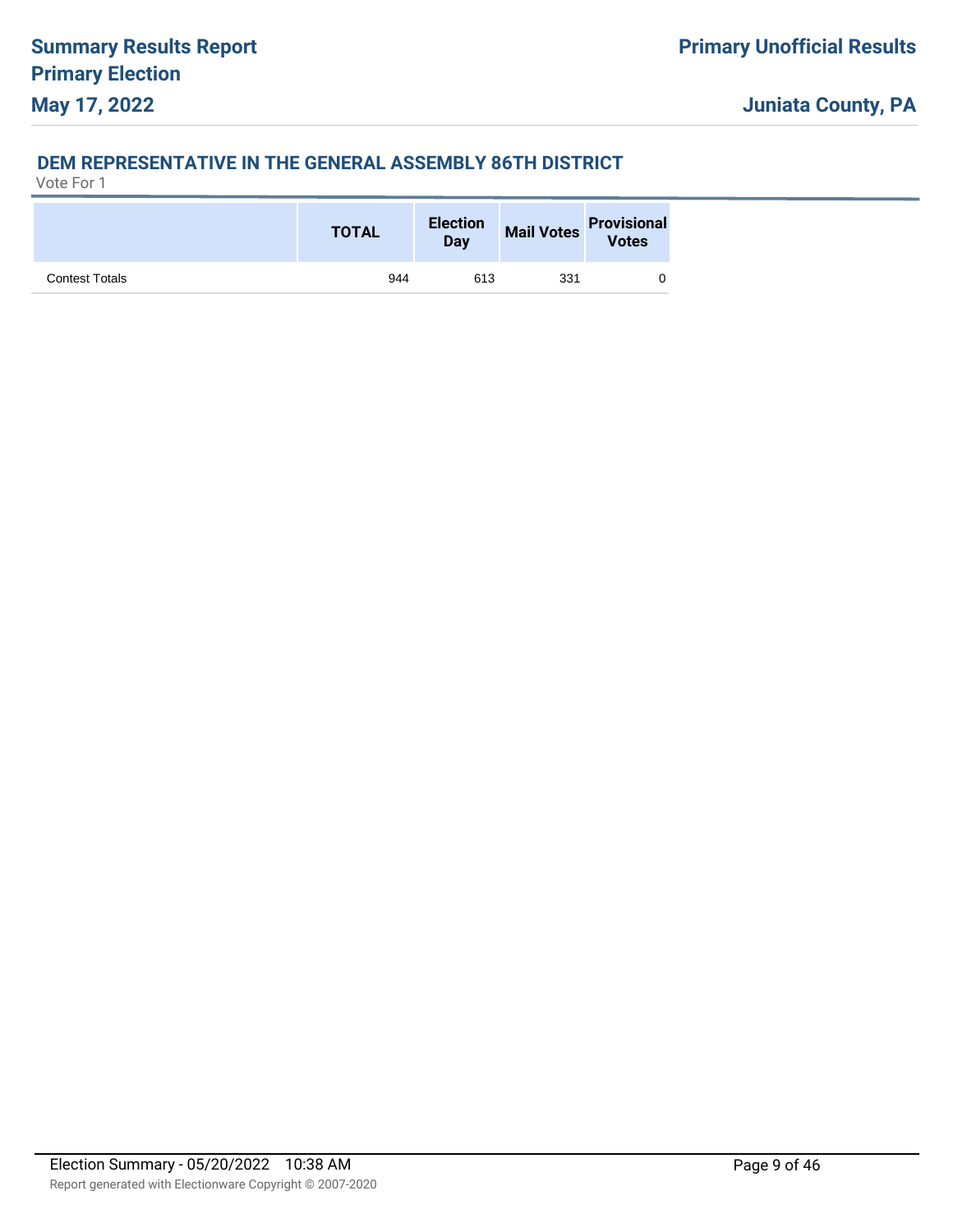## DEM REPRESENTATIVE IN THE GENERAL ASSEMBLY 86TH DISTRICT

Vote For 1

| | TOTAL | Election Day | Mail Votes | Provisional Votes |
|---|---|---|---|---|
| Contest Totals | 944 | 613 | 331 | 0 |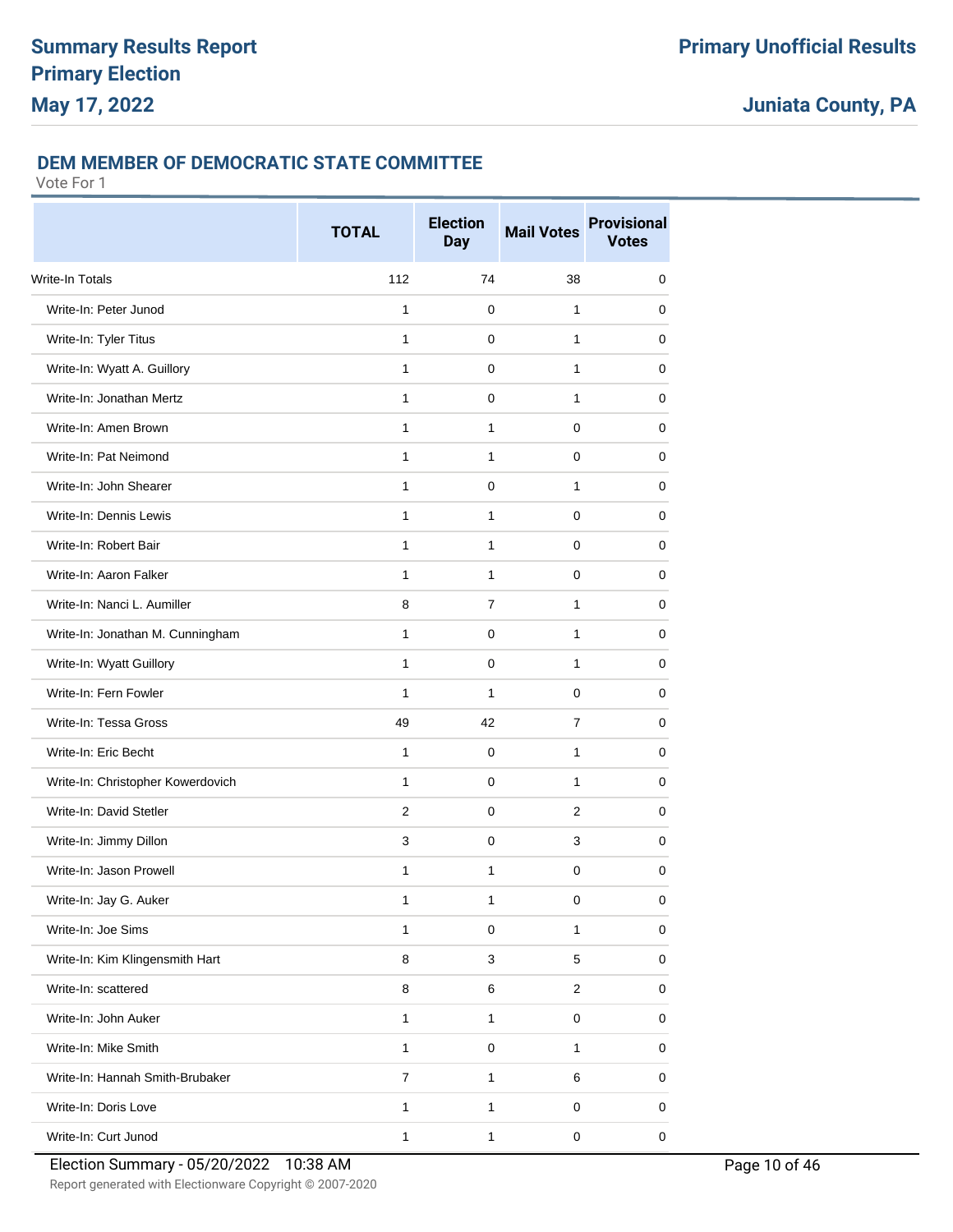## DEM MEMBER OF DEMOCRATIC STATE COMMITTEE

Vote For 1

| | TOTAL | Election Day | Mail Votes | Provisional Votes |
|---|---|---|---|---|
| Write-In Totals | 112 | 74 | 38 | 0 |
| Write-In: Peter Junod | 1 | 0 | 1 | 0 |
| Write-In: Tyler Titus | 1 | 0 | 1 | 0 |
| Write-In: Wyatt A. Guillory | 1 | 0 | 1 | 0 |
| Write-In: Jonathan Mertz | 1 | 0 | 1 | 0 |
| Write-In: Amen Brown | 1 | 1 | 0 | 0 |
| Write-In: Pat Neimond | 1 | 1 | 0 | 0 |
| Write-In: John Shearer | 1 | 0 | 1 | 0 |
| Write-In: Dennis Lewis | 1 | 1 | 0 | 0 |
| Write-In: Robert Bair | 1 | 1 | 0 | 0 |
| Write-In: Aaron Falker | 1 | 1 | 0 | 0 |
| Write-In: Nanci L. Aumiller | 8 | 7 | 1 | 0 |
| Write-In: Jonathan M. Cunningham | 1 | 0 | 1 | 0 |
| Write-In: Wyatt Guillory | 1 | 0 | 1 | 0 |
| Write-In: Fern Fowler | 1 | 1 | 0 | 0 |
| Write-In: Tessa Gross | 49 | 42 | 7 | 0 |
| Write-In: Eric Becht | 1 | 0 | 1 | 0 |
| Write-In: Christopher Kowerdovich | 1 | 0 | 1 | 0 |
| Write-In: David Stetler | 2 | 0 | 2 | 0 |
| Write-In: Jimmy Dillon | 3 | 0 | 3 | 0 |
| Write-In: Jason Prowell | 1 | 1 | 0 | 0 |
| Write-In: Jay G. Auker | 1 | 1 | 0 | 0 |
| Write-In: Joe Sims | 1 | 0 | 1 | 0 |
| Write-In: Kim Klingensmith Hart | 8 | 3 | 5 | 0 |
| Write-In: scattered | 8 | 6 | 2 | 0 |
| Write-In: John Auker | 1 | 1 | 0 | 0 |
| Write-In: Mike Smith | 1 | 0 | 1 | 0 |
| Write-In: Hannah Smith-Brubaker | 7 | 1 | 6 | 0 |
| Write-In: Doris Love | 1 | 1 | 0 | 0 |
| Write-In: Curt Junod | 1 | 1 | 0 | 0 |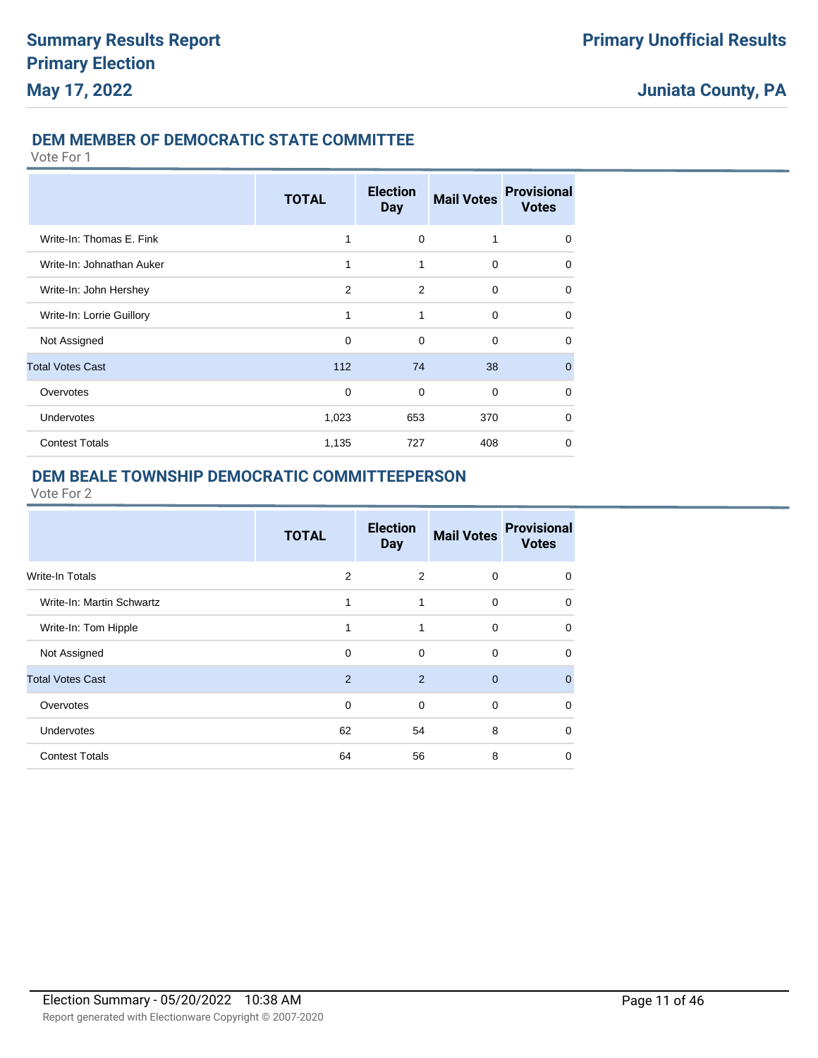## DEM MEMBER OF DEMOCRATIC STATE COMMITTEE

Vote For 1

| | TOTAL | Election Day | Mail Votes | Provisional Votes |
|---|---|---|---|---|
| Write-In: Thomas E. Fink | 1 | 0 | 1 | 0 |
| Write-In: Johnathan Auker | 1 | 1 | 0 | 0 |
| Write-In: John Hershey | 2 | 2 | 0 | 0 |
| Write-In: Lorrie Guillory | 1 | 1 | 0 | 0 |
| Not Assigned | 0 | 0 | 0 | 0 |
| Total Votes Cast | 112 | 74 | 38 | 0 |
| Overvotes | 0 | 0 | 0 | 0 |
| Undervotes | 1,023 | 653 | 370 | 0 |
| Contest Totals | 1,135 | 727 | 408 | 0 |

## DEM BEALE TOWNSHIP DEMOCRATIC COMMITTEEPERSON

Vote For 2

| | TOTAL | Election Day | Mail Votes | Provisional Votes |
|---|---|---|---|---|
| Write-In Totals | 2 | 2 | 0 | 0 |
| Write-In: Martin Schwartz | 1 | 1 | 0 | 0 |
| Write-In: Tom Hipple | 1 | 1 | 0 | 0 |
| Not Assigned | 0 | 0 | 0 | 0 |
| Total Votes Cast | 2 | 2 | 0 | 0 |
| Overvotes | 0 | 0 | 0 | 0 |
| Undervotes | 62 | 54 | 8 | 0 |
| Contest Totals | 64 | 56 | 8 | 0 |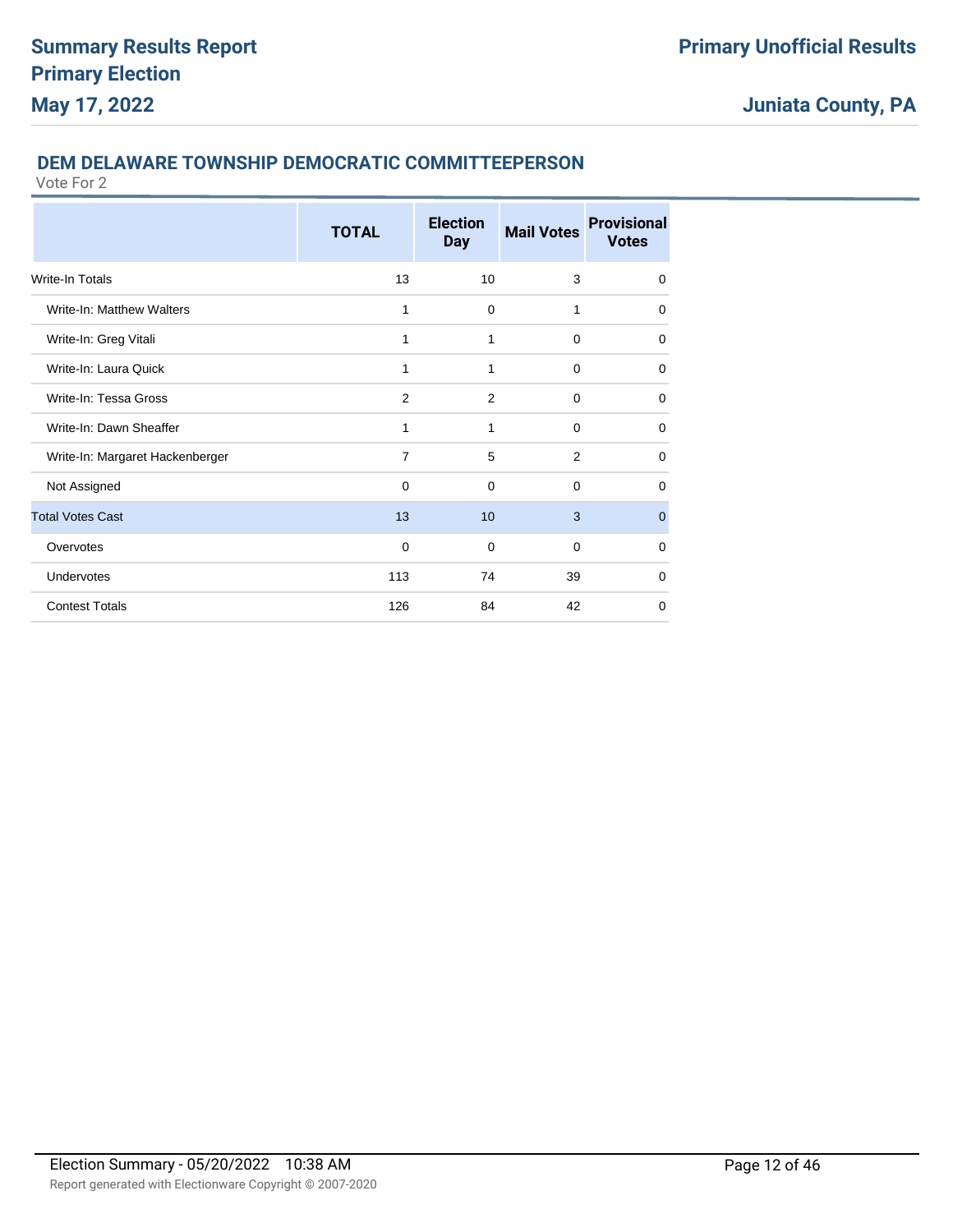## DEM DELAWARE TOWNSHIP DEMOCRATIC COMMITTEEPERSON

Vote For 2

| | TOTAL | Election Day | Mail Votes | Provisional Votes |
|---|---|---|---|---|
| Write-In Totals | 13 | 10 | 3 | 0 |
| Write-In: Matthew Walters | 1 | 0 | 1 | 0 |
| Write-In: Greg Vitali | 1 | 1 | 0 | 0 |
| Write-In: Laura Quick | 1 | 1 | 0 | 0 |
| Write-In: Tessa Gross | 2 | 2 | 0 | 0 |
| Write-In: Dawn Sheaffer | 1 | 1 | 0 | 0 |
| Write-In: Margaret Hackenberger | 7 | 5 | 2 | 0 |
| Not Assigned | 0 | 0 | 0 | 0 |
| Total Votes Cast | 13 | 10 | 3 | 0 |
| Overvotes | 0 | 0 | 0 | 0 |
| Undervotes | 113 | 74 | 39 | 0 |
| Contest Totals | 126 | 84 | 42 | 0 |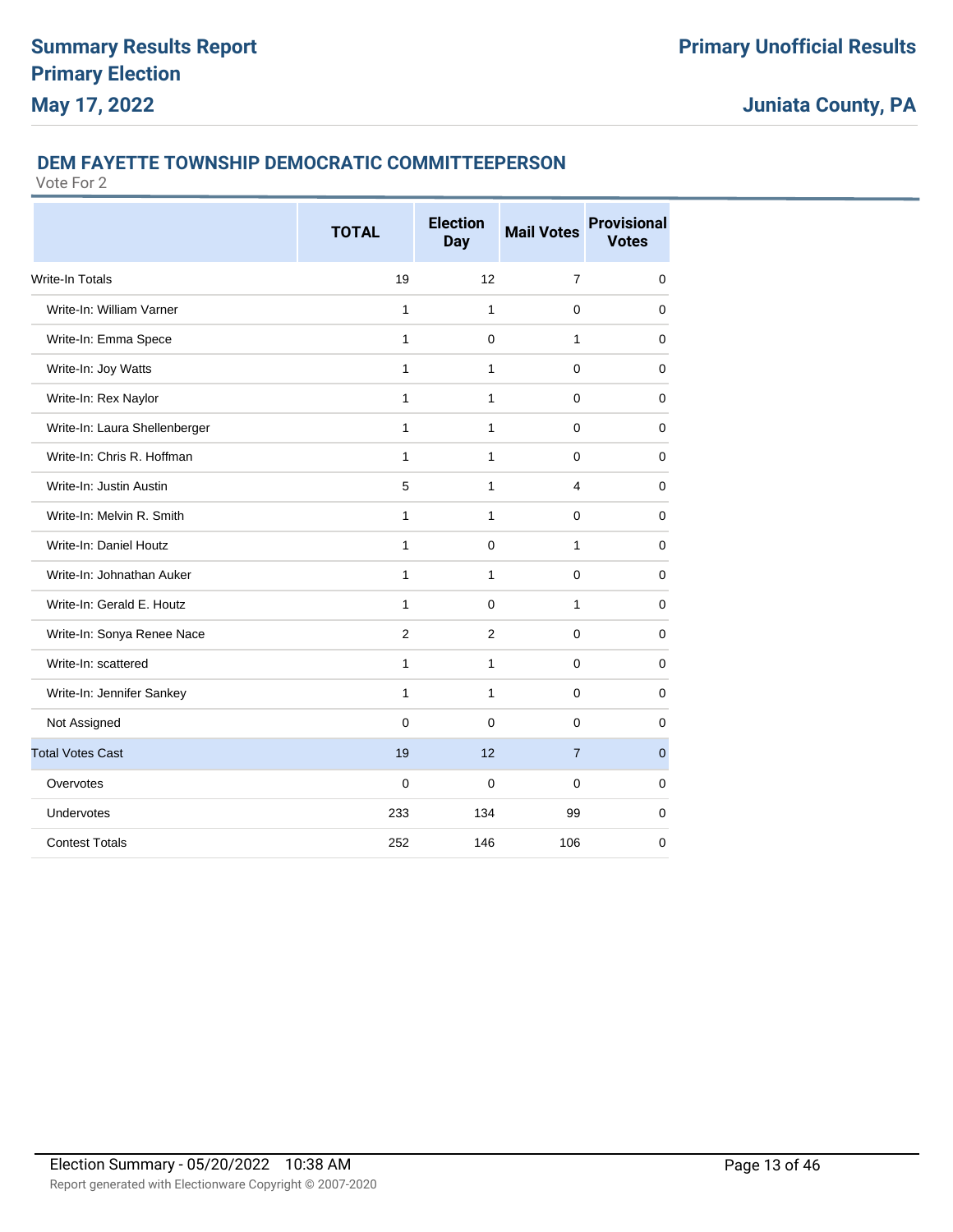## DEM FAYETTE TOWNSHIP DEMOCRATIC COMMITTEEPERSON

Vote For 2

| | TOTAL | Election Day | Mail Votes | Provisional Votes |
|---|---|---|---|---|
| Write-In Totals | 19 | 12 | 7 | 0 |
| Write-In: William Varner | 1 | 1 | 0 | 0 |
| Write-In: Emma Spece | 1 | 0 | 1 | 0 |
| Write-In: Joy Watts | 1 | 1 | 0 | 0 |
| Write-In: Rex Naylor | 1 | 1 | 0 | 0 |
| Write-In: Laura Shellenberger | 1 | 1 | 0 | 0 |
| Write-In: Chris R. Hoffman | 1 | 1 | 0 | 0 |
| Write-In: Justin Austin | 5 | 1 | 4 | 0 |
| Write-In: Melvin R. Smith | 1 | 1 | 0 | 0 |
| Write-In: Daniel Houtz | 1 | 0 | 1 | 0 |
| Write-In: Johnathan Auker | 1 | 1 | 0 | 0 |
| Write-In: Gerald E. Houtz | 1 | 0 | 1 | 0 |
| Write-In: Sonya Renee Nace | 2 | 2 | 0 | 0 |
| Write-In: scattered | 1 | 1 | 0 | 0 |
| Write-In: Jennifer Sankey | 1 | 1 | 0 | 0 |
| Not Assigned | 0 | 0 | 0 | 0 |
| Total Votes Cast | 19 | 12 | 7 | 0 |
| Overvotes | 0 | 0 | 0 | 0 |
| Undervotes | 233 | 134 | 99 | 0 |
| Contest Totals | 252 | 146 | 106 | 0 |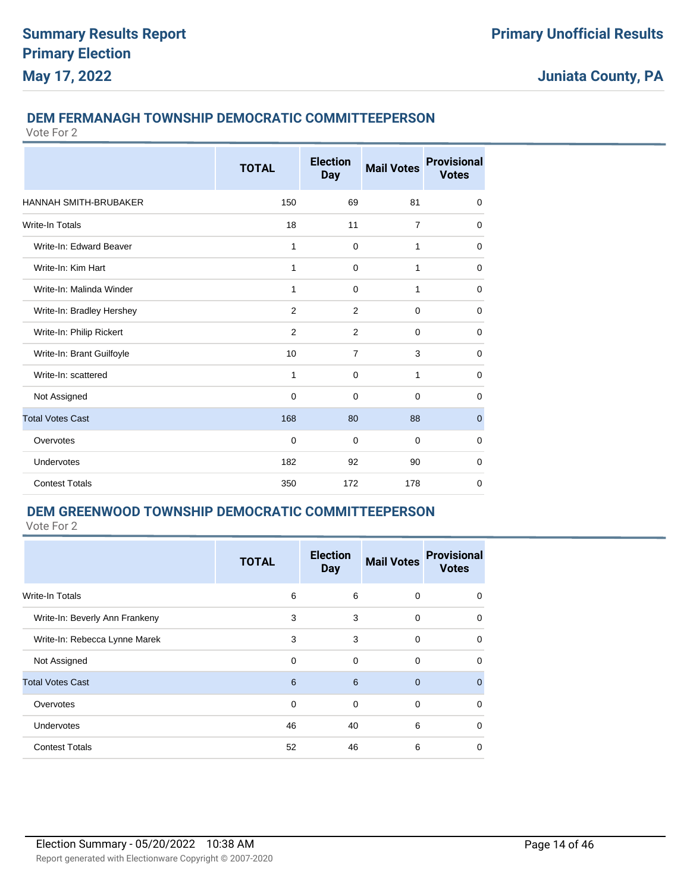## DEM FERMANAGH TOWNSHIP DEMOCRATIC COMMITTEEPERSON

Vote For 2

| | TOTAL | Election Day | Mail Votes | Provisional Votes |
|---|---|---|---|---|
| HANNAH SMITH-BRUBAKER | 150 | 69 | 81 | 0 |
| Write-In Totals | 18 | 11 | 7 | 0 |
| Write-In: Edward Beaver | 1 | 0 | 1 | 0 |
| Write-In: Kim Hart | 1 | 0 | 1 | 0 |
| Write-In: Malinda Winder | 1 | 0 | 1 | 0 |
| Write-In: Bradley Hershey | 2 | 2 | 0 | 0 |
| Write-In: Philip Rickert | 2 | 2 | 0 | 0 |
| Write-In: Brant Guilfoyle | 10 | 7 | 3 | 0 |
| Write-In: scattered | 1 | 0 | 1 | 0 |
| Not Assigned | 0 | 0 | 0 | 0 |
| Total Votes Cast | 168 | 80 | 88 | 0 |
| Overvotes | 0 | 0 | 0 | 0 |
| Undervotes | 182 | 92 | 90 | 0 |
| Contest Totals | 350 | 172 | 178 | 0 |

## DEM GREENWOOD TOWNSHIP DEMOCRATIC COMMITTEEPERSON

Vote For 2

| | TOTAL | Election Day | Mail Votes | Provisional Votes |
|---|---|---|---|---|
| Write-In Totals | 6 | 6 | 0 | 0 |
| Write-In: Beverly Ann Frankeny | 3 | 3 | 0 | 0 |
| Write-In: Rebecca Lynne Marek | 3 | 3 | 0 | 0 |
| Not Assigned | 0 | 0 | 0 | 0 |
| Total Votes Cast | 6 | 6 | 0 | 0 |
| Overvotes | 0 | 0 | 0 | 0 |
| Undervotes | 46 | 40 | 6 | 0 |
| Contest Totals | 52 | 46 | 6 | 0 |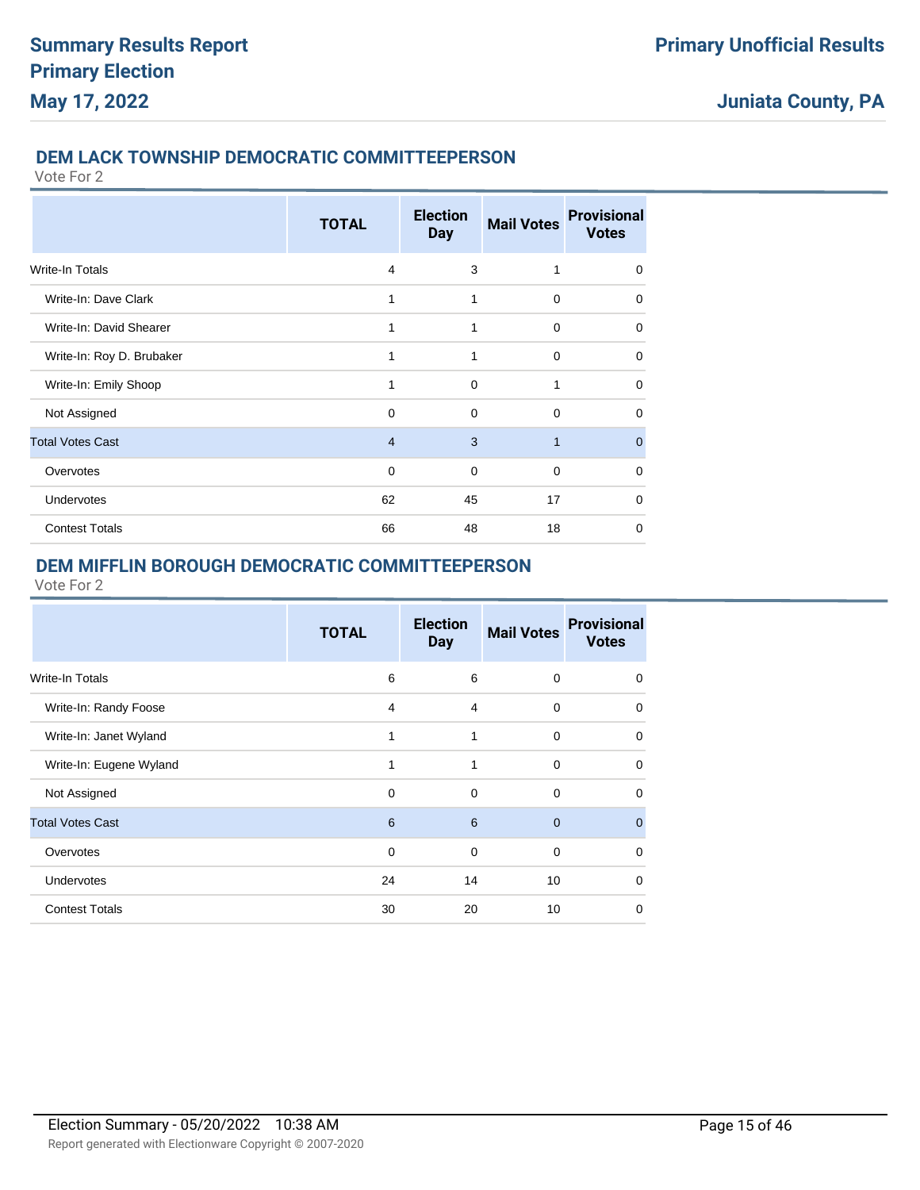## DEM LACK TOWNSHIP DEMOCRATIC COMMITTEEPERSON

Vote For 2

| | TOTAL | Election Day | Mail Votes | Provisional Votes |
|---|---|---|---|---|
| Write-In Totals | 4 | 3 | 1 | 0 |
| Write-In: Dave Clark | 1 | 1 | 0 | 0 |
| Write-In: David Shearer | 1 | 1 | 0 | 0 |
| Write-In: Roy D. Brubaker | 1 | 1 | 0 | 0 |
| Write-In: Emily Shoop | 1 | 0 | 1 | 0 |
| Not Assigned | 0 | 0 | 0 | 0 |
| Total Votes Cast | 4 | 3 | 1 | 0 |
| Overvotes | 0 | 0 | 0 | 0 |
| Undervotes | 62 | 45 | 17 | 0 |
| Contest Totals | 66 | 48 | 18 | 0 |

## DEM MIFFLIN BOROUGH DEMOCRATIC COMMITTEEPERSON

Vote For 2

| | TOTAL | Election Day | Mail Votes | Provisional Votes |
|---|---|---|---|---|
| Write-In Totals | 6 | 6 | 0 | 0 |
| Write-In: Randy Foose | 4 | 4 | 0 | 0 |
| Write-In: Janet Wyland | 1 | 1 | 0 | 0 |
| Write-In: Eugene Wyland | 1 | 1 | 0 | 0 |
| Not Assigned | 0 | 0 | 0 | 0 |
| Total Votes Cast | 6 | 6 | 0 | 0 |
| Overvotes | 0 | 0 | 0 | 0 |
| Undervotes | 24 | 14 | 10 | 0 |
| Contest Totals | 30 | 20 | 10 | 0 |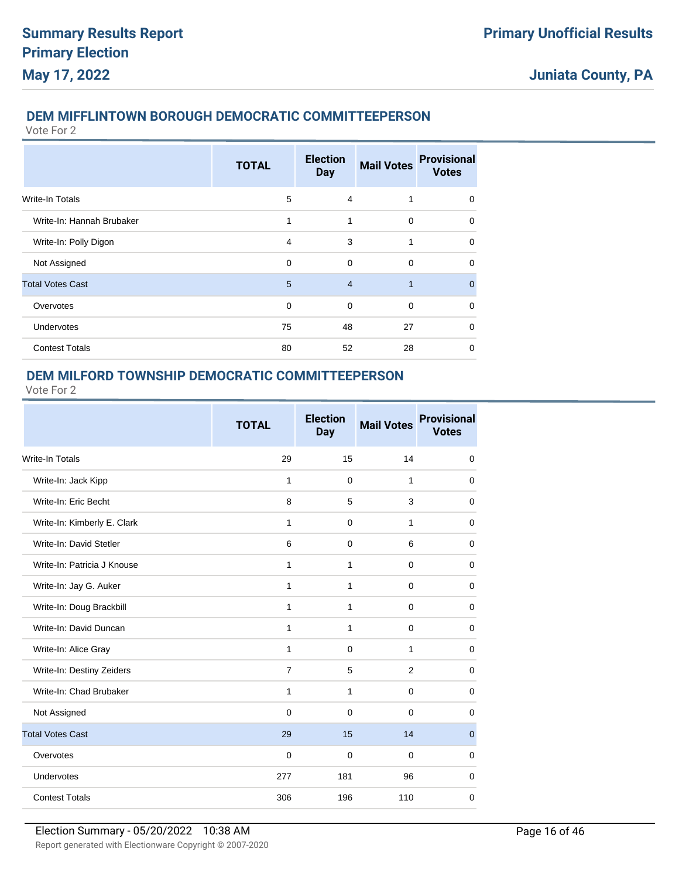## DEM MIFFLINTOWN BOROUGH DEMOCRATIC COMMITTEEPERSON

Vote For 2

| | TOTAL | Election Day | Mail Votes | Provisional Votes |
|---|---|---|---|---|
| Write-In Totals | 5 | 4 | 1 | 0 |
| Write-In: Hannah Brubaker | 1 | 1 | 0 | 0 |
| Write-In: Polly Digon | 4 | 3 | 1 | 0 |
| Not Assigned | 0 | 0 | 0 | 0 |
| Total Votes Cast | 5 | 4 | 1 | 0 |
| Overvotes | 0 | 0 | 0 | 0 |
| Undervotes | 75 | 48 | 27 | 0 |
| Contest Totals | 80 | 52 | 28 | 0 |

## DEM MILFORD TOWNSHIP DEMOCRATIC COMMITTEEPERSON

Vote For 2

| | TOTAL | Election Day | Mail Votes | Provisional Votes |
|---|---|---|---|---|
| Write-In Totals | 29 | 15 | 14 | 0 |
| Write-In: Jack Kipp | 1 | 0 | 1 | 0 |
| Write-In: Eric Becht | 8 | 5 | 3 | 0 |
| Write-In: Kimberly E. Clark | 1 | 0 | 1 | 0 |
| Write-In: David Stetler | 6 | 0 | 6 | 0 |
| Write-In: Patricia J Knouse | 1 | 1 | 0 | 0 |
| Write-In: Jay G. Auker | 1 | 1 | 0 | 0 |
| Write-In: Doug Brackbill | 1 | 1 | 0 | 0 |
| Write-In: David Duncan | 1 | 1 | 0 | 0 |
| Write-In: Alice Gray | 1 | 0 | 1 | 0 |
| Write-In: Destiny Zeiders | 7 | 5 | 2 | 0 |
| Write-In: Chad Brubaker | 1 | 1 | 0 | 0 |
| Not Assigned | 0 | 0 | 0 | 0 |
| Total Votes Cast | 29 | 15 | 14 | 0 |
| Overvotes | 0 | 0 | 0 | 0 |
| Undervotes | 277 | 181 | 96 | 0 |
| Contest Totals | 306 | 196 | 110 | 0 |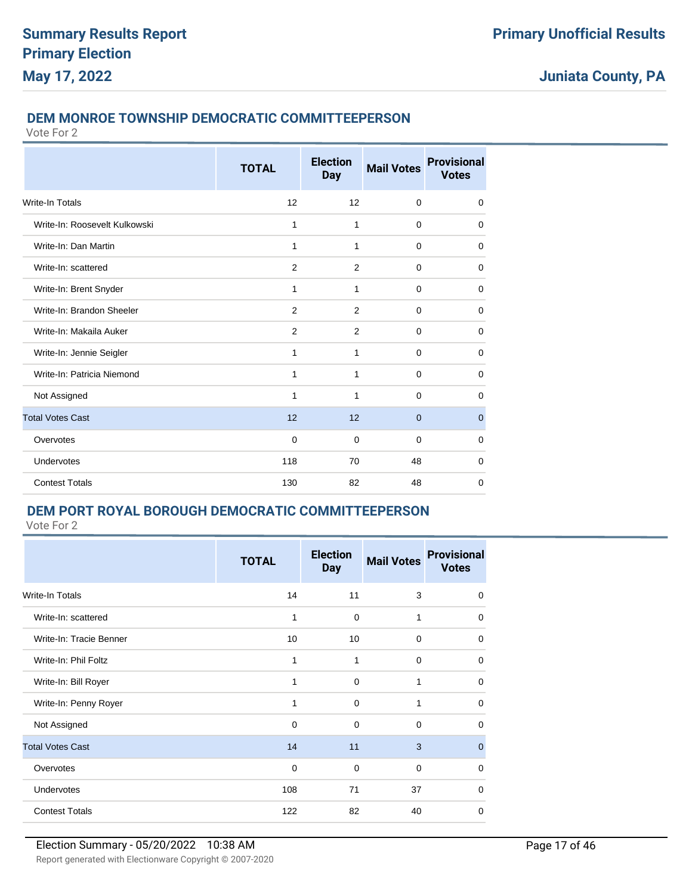## DEM MONROE TOWNSHIP DEMOCRATIC COMMITTEEPERSON

Vote For 2

| | TOTAL | Election Day | Mail Votes | Provisional Votes |
|---|---|---|---|---|
| Write-In Totals | 12 | 12 | 0 | 0 |
| Write-In: Roosevelt Kulkowski | 1 | 1 | 0 | 0 |
| Write-In: Dan Martin | 1 | 1 | 0 | 0 |
| Write-In: scattered | 2 | 2 | 0 | 0 |
| Write-In: Brent Snyder | 1 | 1 | 0 | 0 |
| Write-In: Brandon Sheeler | 2 | 2 | 0 | 0 |
| Write-In: Makaila Auker | 2 | 2 | 0 | 0 |
| Write-In: Jennie Seigler | 1 | 1 | 0 | 0 |
| Write-In: Patricia Niemond | 1 | 1 | 0 | 0 |
| Not Assigned | 1 | 1 | 0 | 0 |
| Total Votes Cast | 12 | 12 | 0 | 0 |
| Overvotes | 0 | 0 | 0 | 0 |
| Undervotes | 118 | 70 | 48 | 0 |
| Contest Totals | 130 | 82 | 48 | 0 |

## DEM PORT ROYAL BOROUGH DEMOCRATIC COMMITTEEPERSON

Vote For 2

| | TOTAL | Election Day | Mail Votes | Provisional Votes |
|---|---|---|---|---|
| Write-In Totals | 14 | 11 | 3 | 0 |
| Write-In: scattered | 1 | 0 | 1 | 0 |
| Write-In: Tracie Benner | 10 | 10 | 0 | 0 |
| Write-In: Phil Foltz | 1 | 1 | 0 | 0 |
| Write-In: Bill Royer | 1 | 0 | 1 | 0 |
| Write-In: Penny Royer | 1 | 0 | 1 | 0 |
| Not Assigned | 0 | 0 | 0 | 0 |
| Total Votes Cast | 14 | 11 | 3 | 0 |
| Overvotes | 0 | 0 | 0 | 0 |
| Undervotes | 108 | 71 | 37 | 0 |
| Contest Totals | 122 | 82 | 40 | 0 |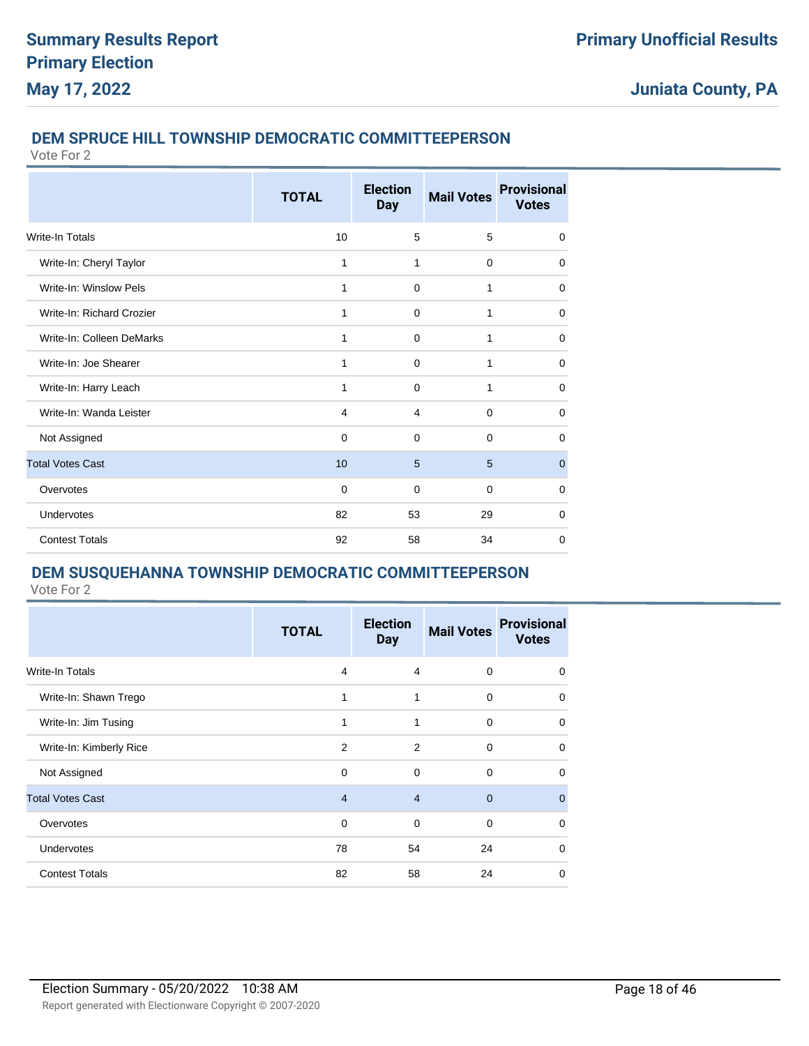## DEM SPRUCE HILL TOWNSHIP DEMOCRATIC COMMITTEEPERSON

Vote For 2

| | TOTAL | Election Day | Mail Votes | Provisional Votes |
|---|---|---|---|---|
| Write-In Totals | 10 | 5 | 5 | 0 |
| Write-In: Cheryl Taylor | 1 | 1 | 0 | 0 |
| Write-In: Winslow Pels | 1 | 0 | 1 | 0 |
| Write-In: Richard Crozier | 1 | 0 | 1 | 0 |
| Write-In: Colleen DeMarks | 1 | 0 | 1 | 0 |
| Write-In: Joe Shearer | 1 | 0 | 1 | 0 |
| Write-In: Harry Leach | 1 | 0 | 1 | 0 |
| Write-In: Wanda Leister | 4 | 4 | 0 | 0 |
| Not Assigned | 0 | 0 | 0 | 0 |
| Total Votes Cast | 10 | 5 | 5 | 0 |
| Overvotes | 0 | 0 | 0 | 0 |
| Undervotes | 82 | 53 | 29 | 0 |
| Contest Totals | 92 | 58 | 34 | 0 |

## DEM SUSQUEHANNA TOWNSHIP DEMOCRATIC COMMITTEEPERSON

Vote For 2

| | TOTAL | Election Day | Mail Votes | Provisional Votes |
|---|---|---|---|---|
| Write-In Totals | 4 | 4 | 0 | 0 |
| Write-In: Shawn Trego | 1 | 1 | 0 | 0 |
| Write-In: Jim Tusing | 1 | 1 | 0 | 0 |
| Write-In: Kimberly Rice | 2 | 2 | 0 | 0 |
| Not Assigned | 0 | 0 | 0 | 0 |
| Total Votes Cast | 4 | 4 | 0 | 0 |
| Overvotes | 0 | 0 | 0 | 0 |
| Undervotes | 78 | 54 | 24 | 0 |
| Contest Totals | 82 | 58 | 24 | 0 |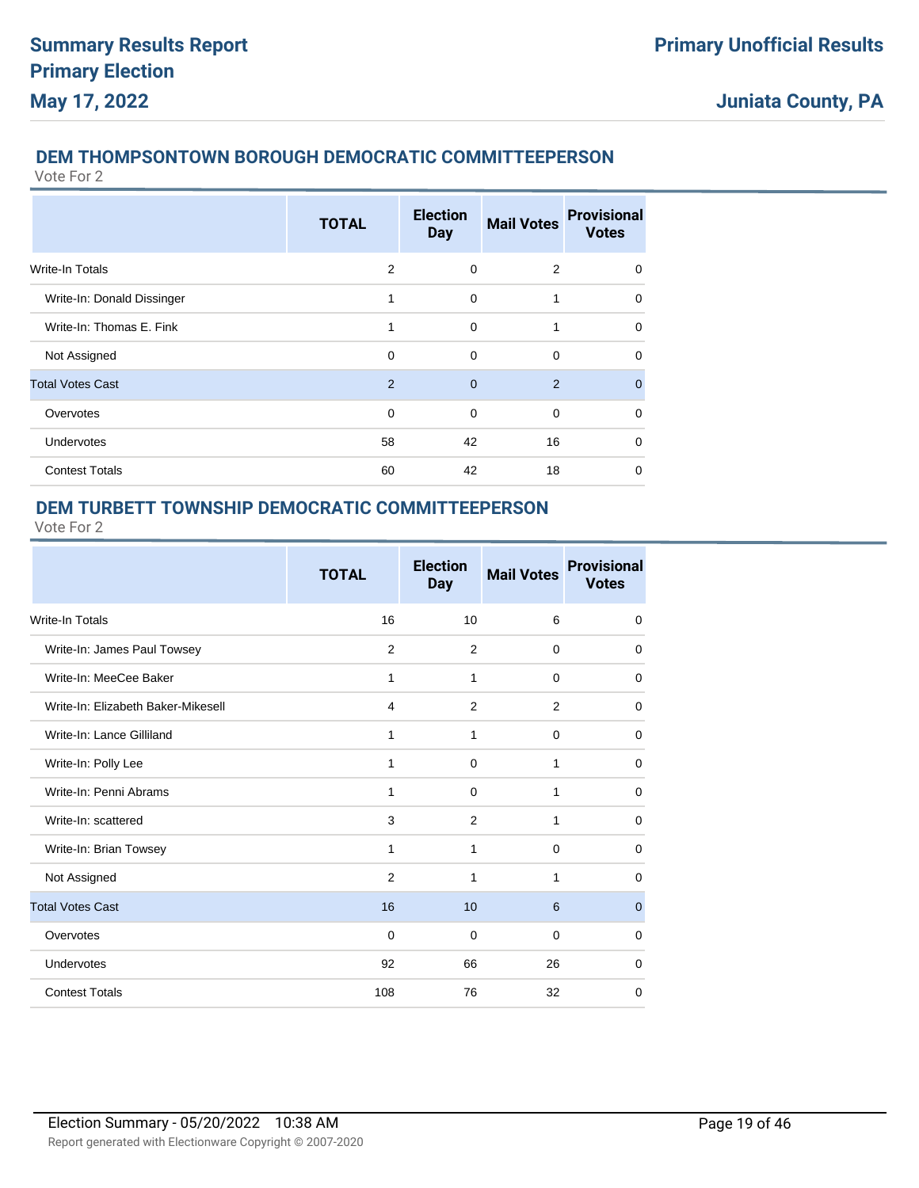## DEM THOMPSONTOWN BOROUGH DEMOCRATIC COMMITTEEPERSON

Vote For 2

| | TOTAL | Election Day | Mail Votes | Provisional Votes |
|---|---|---|---|---|
| Write-In Totals | 2 | 0 | 2 | 0 |
| Write-In: Donald Dissinger | 1 | 0 | 1 | 0 |
| Write-In: Thomas E. Fink | 1 | 0 | 1 | 0 |
| Not Assigned | 0 | 0 | 0 | 0 |
| Total Votes Cast | 2 | 0 | 2 | 0 |
| Overvotes | 0 | 0 | 0 | 0 |
| Undervotes | 58 | 42 | 16 | 0 |
| Contest Totals | 60 | 42 | 18 | 0 |

## DEM TURBETT TOWNSHIP DEMOCRATIC COMMITTEEPERSON

Vote For 2

| | TOTAL | Election Day | Mail Votes | Provisional Votes |
|---|---|---|---|---|
| Write-In Totals | 16 | 10 | 6 | 0 |
| Write-In: James Paul Towsey | 2 | 2 | 0 | 0 |
| Write-In: MeeCee Baker | 1 | 1 | 0 | 0 |
| Write-In: Elizabeth Baker-Mikesell | 4 | 2 | 2 | 0 |
| Write-In: Lance Gilliland | 1 | 1 | 0 | 0 |
| Write-In: Polly Lee | 1 | 0 | 1 | 0 |
| Write-In: Penni Abrams | 1 | 0 | 1 | 0 |
| Write-In: scattered | 3 | 2 | 1 | 0 |
| Write-In: Brian Towsey | 1 | 1 | 0 | 0 |
| Not Assigned | 2 | 1 | 1 | 0 |
| Total Votes Cast | 16 | 10 | 6 | 0 |
| Overvotes | 0 | 0 | 0 | 0 |
| Undervotes | 92 | 66 | 26 | 0 |
| Contest Totals | 108 | 76 | 32 | 0 |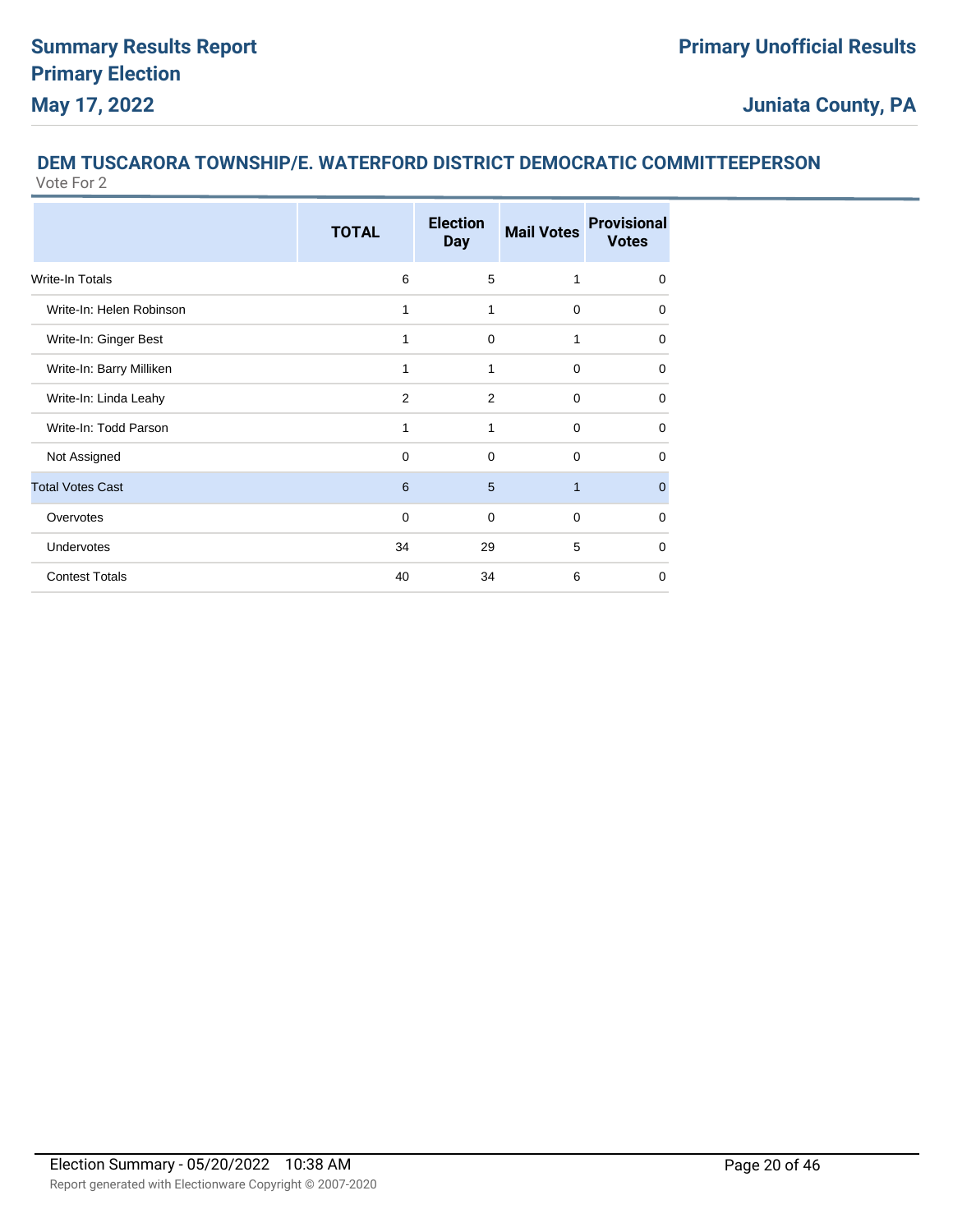## DEM TUSCARORA TOWNSHIP/E. WATERFORD DISTRICT DEMOCRATIC COMMITTEEPERSON

Vote For 2

| | TOTAL | Election Day | Mail Votes | Provisional Votes |
|---|---|---|---|---|
| Write-In Totals | 6 | 5 | 1 | 0 |
| Write-In: Helen Robinson | 1 | 1 | 0 | 0 |
| Write-In: Ginger Best | 1 | 0 | 1 | 0 |
| Write-In: Barry Milliken | 1 | 1 | 0 | 0 |
| Write-In: Linda Leahy | 2 | 2 | 0 | 0 |
| Write-In: Todd Parson | 1 | 1 | 0 | 0 |
| Not Assigned | 0 | 0 | 0 | 0 |
| Total Votes Cast | 6 | 5 | 1 | 0 |
| Overvotes | 0 | 0 | 0 | 0 |
| Undervotes | 34 | 29 | 5 | 0 |
| Contest Totals | 40 | 34 | 6 | 0 |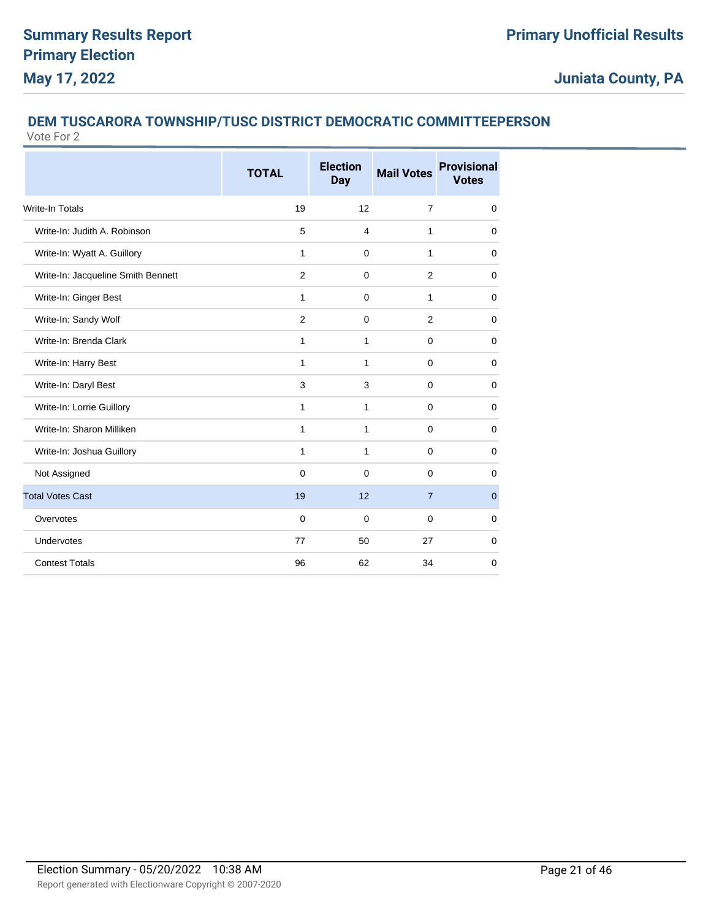## DEM TUSCARORA TOWNSHIP/TUSC DISTRICT DEMOCRATIC COMMITTEEPERSON

Vote For 2

| | TOTAL | Election Day | Mail Votes | Provisional Votes |
|---|---|---|---|---|
| Write-In Totals | 19 | 12 | 7 | 0 |
| Write-In: Judith A. Robinson | 5 | 4 | 1 | 0 |
| Write-In: Wyatt A. Guillory | 1 | 0 | 1 | 0 |
| Write-In: Jacqueline Smith Bennett | 2 | 0 | 2 | 0 |
| Write-In: Ginger Best | 1 | 0 | 1 | 0 |
| Write-In: Sandy Wolf | 2 | 0 | 2 | 0 |
| Write-In: Brenda Clark | 1 | 1 | 0 | 0 |
| Write-In: Harry Best | 1 | 1 | 0 | 0 |
| Write-In: Daryl Best | 3 | 3 | 0 | 0 |
| Write-In: Lorrie Guillory | 1 | 1 | 0 | 0 |
| Write-In: Sharon Milliken | 1 | 1 | 0 | 0 |
| Write-In: Joshua Guillory | 1 | 1 | 0 | 0 |
| Not Assigned | 0 | 0 | 0 | 0 |
| Total Votes Cast | 19 | 12 | 7 | 0 |
| Overvotes | 0 | 0 | 0 | 0 |
| Undervotes | 77 | 50 | 27 | 0 |
| Contest Totals | 96 | 62 | 34 | 0 |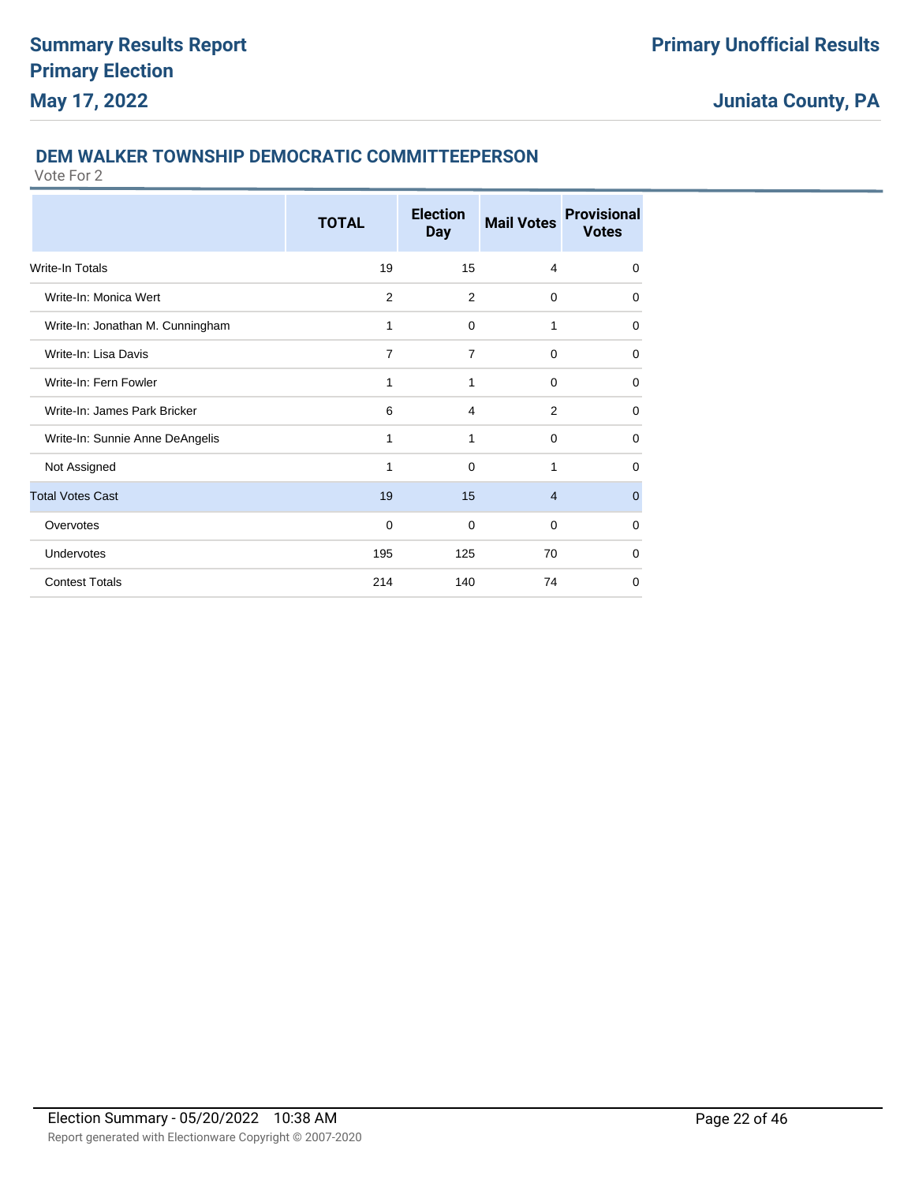## DEM WALKER TOWNSHIP DEMOCRATIC COMMITTEEPERSON

Vote For 2

| | TOTAL | Election Day | Mail Votes | Provisional Votes |
|---|---|---|---|---|
| Write-In Totals | 19 | 15 | 4 | 0 |
| Write-In: Monica Wert | 2 | 2 | 0 | 0 |
| Write-In: Jonathan M. Cunningham | 1 | 0 | 1 | 0 |
| Write-In: Lisa Davis | 7 | 7 | 0 | 0 |
| Write-In: Fern Fowler | 1 | 1 | 0 | 0 |
| Write-In: James Park Bricker | 6 | 4 | 2 | 0 |
| Write-In: Sunnie Anne DeAngelis | 1 | 1 | 0 | 0 |
| Not Assigned | 1 | 0 | 1 | 0 |
| Total Votes Cast | 19 | 15 | 4 | 0 |
| Overvotes | 0 | 0 | 0 | 0 |
| Undervotes | 195 | 125 | 70 | 0 |
| Contest Totals | 214 | 140 | 74 | 0 |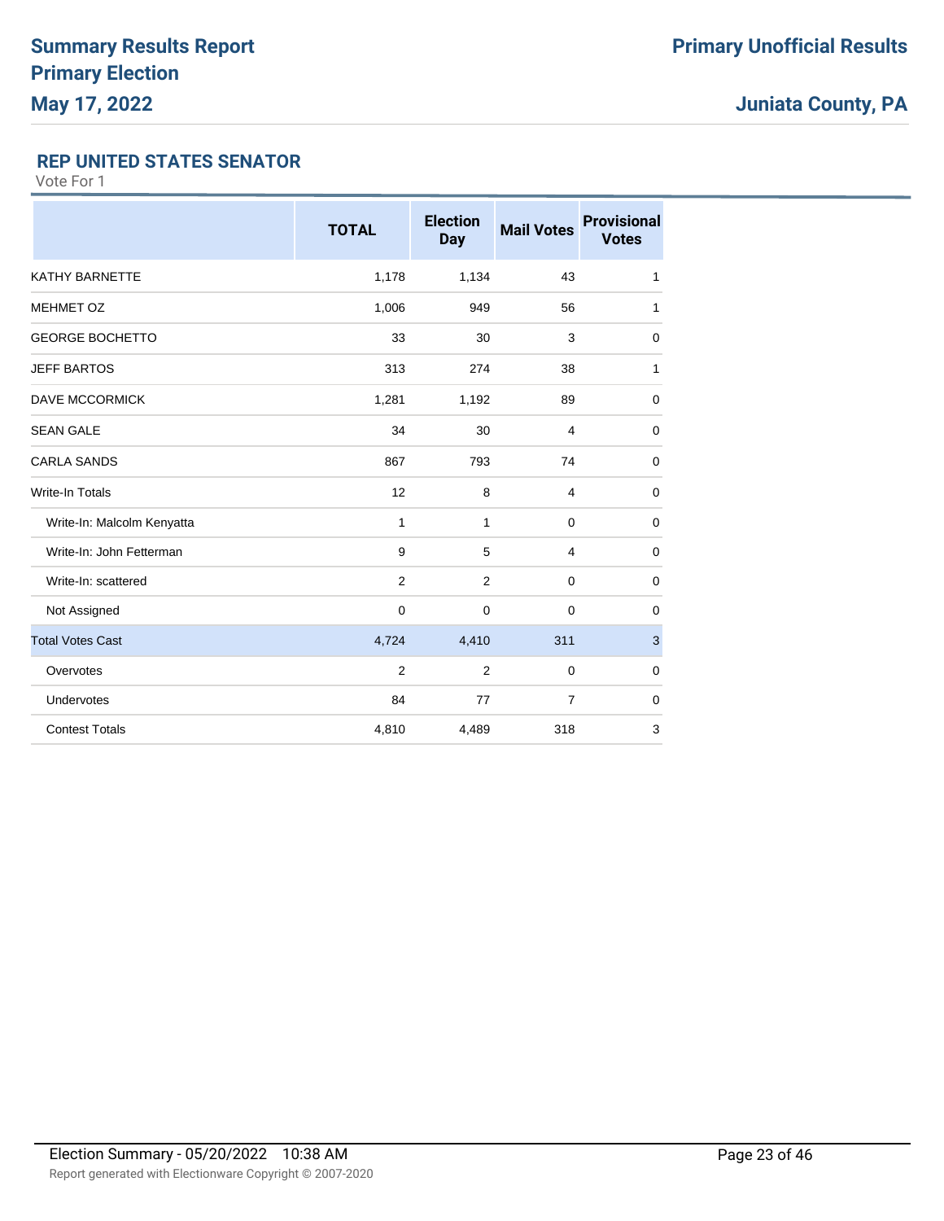# Summary Results Report
# Primary Election
# May 17, 2022

**Primary Unofficial Results**

**Juniata County, PA**

## REP UNITED STATES SENATOR

Vote For 1

| | TOTAL | Election Day | Mail Votes | Provisional Votes |
|---|---|---|---|---|
| KATHY BARNETTE | 1,178 | 1,134 | 43 | 1 |
| MEHMET OZ | 1,006 | 949 | 56 | 1 |
| GEORGE BOCHETTO | 33 | 30 | 3 | 0 |
| JEFF BARTOS | 313 | 274 | 38 | 1 |
| DAVE MCCORMICK | 1,281 | 1,192 | 89 | 0 |
| SEAN GALE | 34 | 30 | 4 | 0 |
| CARLA SANDS | 867 | 793 | 74 | 0 |
| Write-In Totals | 12 | 8 | 4 | 0 |
| Write-In: Malcolm Kenyatta | 1 | 1 | 0 | 0 |
| Write-In: John Fetterman | 9 | 5 | 4 | 0 |
| Write-In: scattered | 2 | 2 | 0 | 0 |
| Not Assigned | 0 | 0 | 0 | 0 |
| Total Votes Cast | 4,724 | 4,410 | 311 | 3 |
| Overvotes | 2 | 2 | 0 | 0 |
| Undervotes | 84 | 77 | 7 | 0 |
| Contest Totals | 4,810 | 4,489 | 318 | 3 |

Election Summary - 05/20/2022 10:38 AM

Report generated with Electionware Copyright © 2007-2020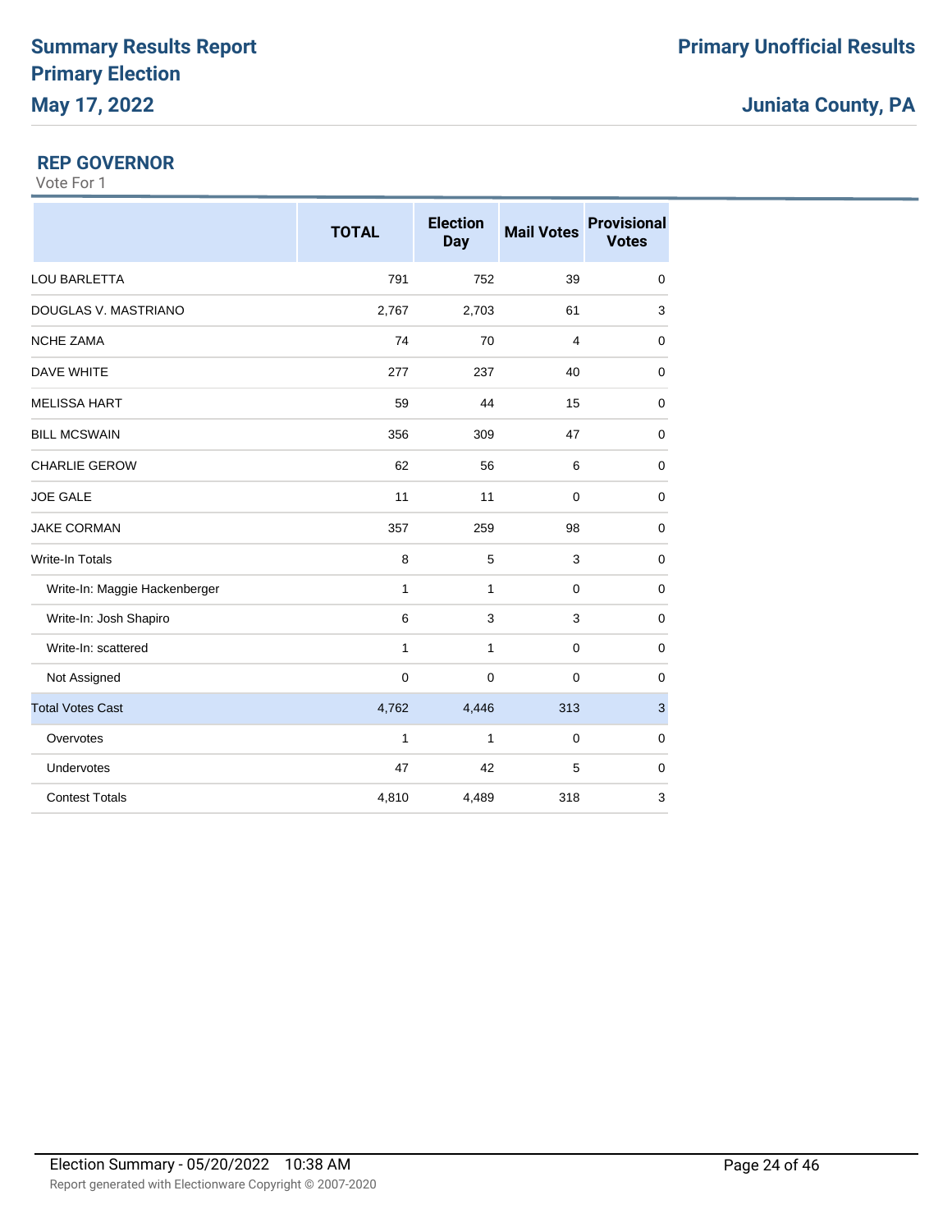# Summary Results Report
# Primary Election
# May 17, 2022

**Primary Unofficial Results**

**Juniata County, PA**

## REP GOVERNOR

Vote For 1

| | TOTAL | Election Day | Mail Votes | Provisional Votes |
|---|---|---|---|---|
| LOU BARLETTA | 791 | 752 | 39 | 0 |
| DOUGLAS V. MASTRIANO | 2,767 | 2,703 | 61 | 3 |
| NCHE ZAMA | 74 | 70 | 4 | 0 |
| DAVE WHITE | 277 | 237 | 40 | 0 |
| MELISSA HART | 59 | 44 | 15 | 0 |
| BILL MCSWAIN | 356 | 309 | 47 | 0 |
| CHARLIE GEROW | 62 | 56 | 6 | 0 |
| JOE GALE | 11 | 11 | 0 | 0 |
| JAKE CORMAN | 357 | 259 | 98 | 0 |
| Write-In Totals | 8 | 5 | 3 | 0 |
| Write-In: Maggie Hackenberger | 1 | 1 | 0 | 0 |
| Write-In: Josh Shapiro | 6 | 3 | 3 | 0 |
| Write-In: scattered | 1 | 1 | 0 | 0 |
| Not Assigned | 0 | 0 | 0 | 0 |
| Total Votes Cast | 4,762 | 4,446 | 313 | 3 |
| Overvotes | 1 | 1 | 0 | 0 |
| Undervotes | 47 | 42 | 5 | 0 |
| Contest Totals | 4,810 | 4,489 | 318 | 3 |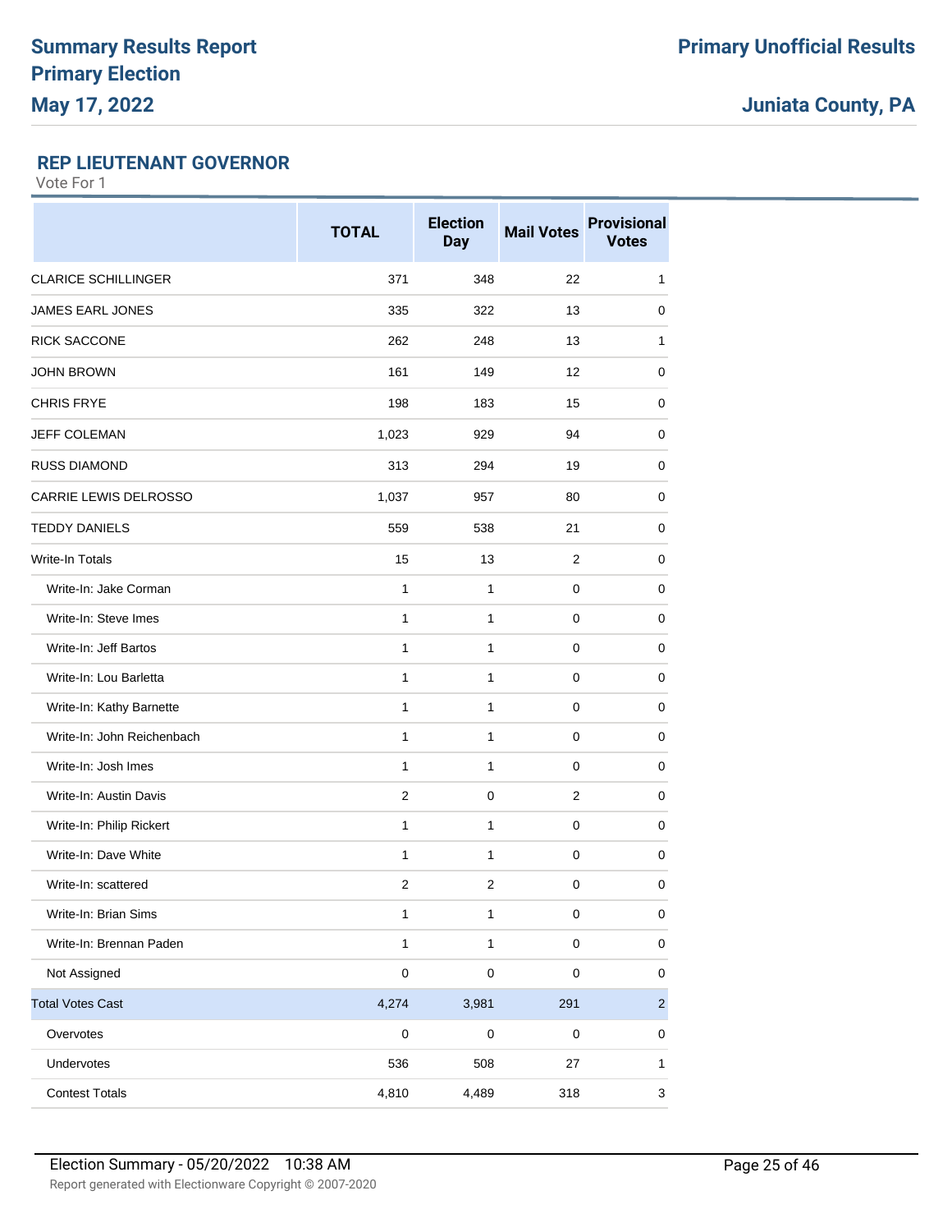## REP LIEUTENANT GOVERNOR

Vote For 1

| | TOTAL | Election Day | Mail Votes | Provisional Votes |
|---|---|---|---|---|
| CLARICE SCHILLINGER | 371 | 348 | 22 | 1 |
| JAMES EARL JONES | 335 | 322 | 13 | 0 |
| RICK SACCONE | 262 | 248 | 13 | 1 |
| JOHN BROWN | 161 | 149 | 12 | 0 |
| CHRIS FRYE | 198 | 183 | 15 | 0 |
| JEFF COLEMAN | 1,023 | 929 | 94 | 0 |
| RUSS DIAMOND | 313 | 294 | 19 | 0 |
| CARRIE LEWIS DELROSSO | 1,037 | 957 | 80 | 0 |
| TEDDY DANIELS | 559 | 538 | 21 | 0 |
| Write-In Totals | 15 | 13 | 2 | 0 |
| Write-In: Jake Corman | 1 | 1 | 0 | 0 |
| Write-In: Steve Imes | 1 | 1 | 0 | 0 |
| Write-In: Jeff Bartos | 1 | 1 | 0 | 0 |
| Write-In: Lou Barletta | 1 | 1 | 0 | 0 |
| Write-In: Kathy Barnette | 1 | 1 | 0 | 0 |
| Write-In: John Reichenbach | 1 | 1 | 0 | 0 |
| Write-In: Josh Imes | 1 | 1 | 0 | 0 |
| Write-In: Austin Davis | 2 | 0 | 2 | 0 |
| Write-In: Philip Rickert | 1 | 1 | 0 | 0 |
| Write-In: Dave White | 1 | 1 | 0 | 0 |
| Write-In: scattered | 2 | 2 | 0 | 0 |
| Write-In: Brian Sims | 1 | 1 | 0 | 0 |
| Write-In: Brennan Paden | 1 | 1 | 0 | 0 |
| Not Assigned | 0 | 0 | 0 | 0 |
| Total Votes Cast | 4,274 | 3,981 | 291 | 2 |
| Overvotes | 0 | 0 | 0 | 0 |
| Undervotes | 536 | 508 | 27 | 1 |
| Contest Totals | 4,810 | 4,489 | 318 | 3 |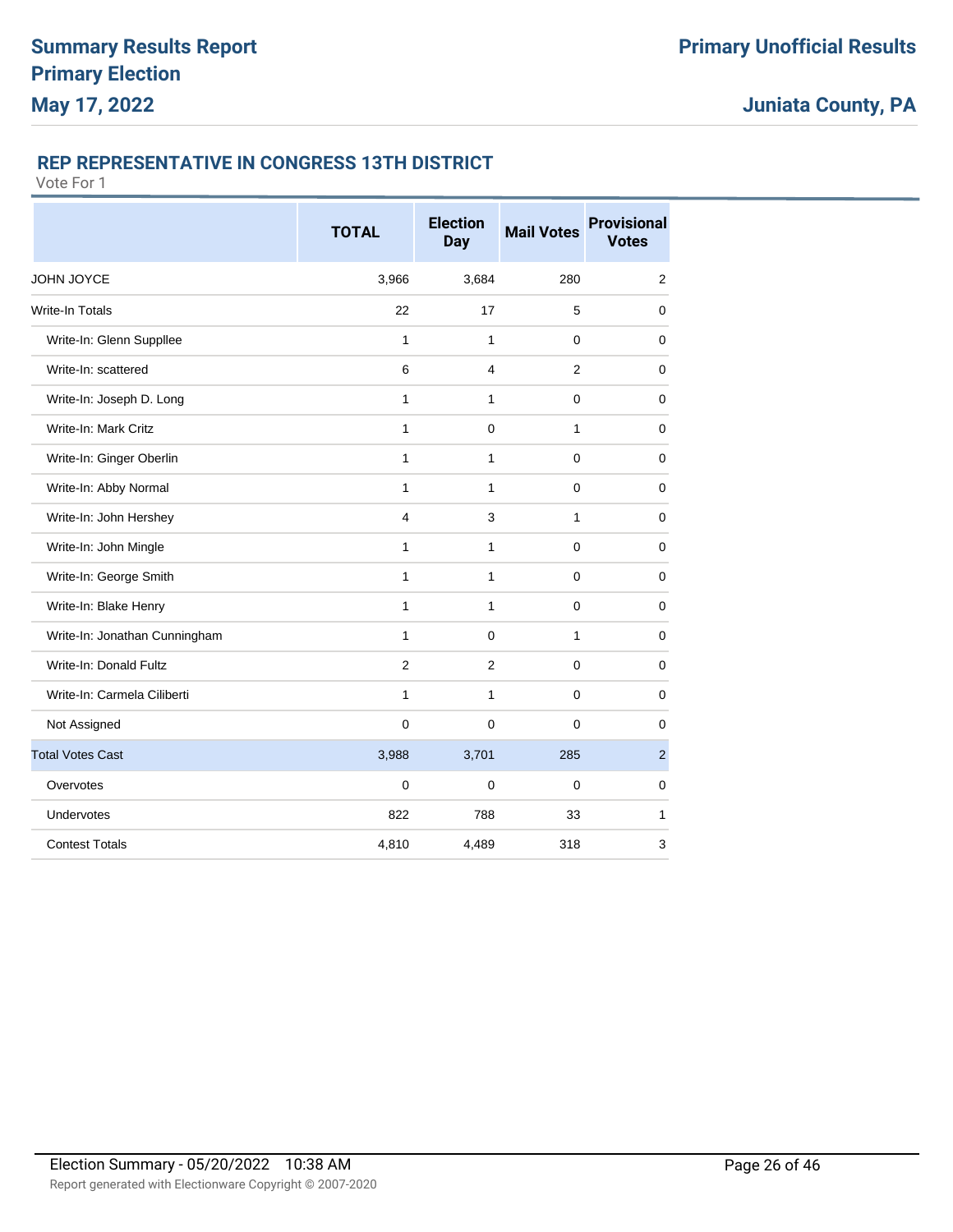# Summary Results Report
# Primary Election
# May 17, 2022

**Primary Unofficial Results**

**Juniata County, PA**

## REP REPRESENTATIVE IN CONGRESS 13TH DISTRICT

Vote For 1

| | TOTAL | Election Day | Mail Votes | Provisional Votes |
|---|---|---|---|---|
| JOHN JOYCE | 3,966 | 3,684 | 280 | 2 |
| Write-In Totals | 22 | 17 | 5 | 0 |
| Write-In: Glenn Suppllee | 1 | 1 | 0 | 0 |
| Write-In: scattered | 6 | 4 | 2 | 0 |
| Write-In: Joseph D. Long | 1 | 1 | 0 | 0 |
| Write-In: Mark Critz | 1 | 0 | 1 | 0 |
| Write-In: Ginger Oberlin | 1 | 1 | 0 | 0 |
| Write-In: Abby Normal | 1 | 1 | 0 | 0 |
| Write-In: John Hershey | 4 | 3 | 1 | 0 |
| Write-In: John Mingle | 1 | 1 | 0 | 0 |
| Write-In: George Smith | 1 | 1 | 0 | 0 |
| Write-In: Blake Henry | 1 | 1 | 0 | 0 |
| Write-In: Jonathan Cunningham | 1 | 0 | 1 | 0 |
| Write-In: Donald Fultz | 2 | 2 | 0 | 0 |
| Write-In: Carmela Ciliberti | 1 | 1 | 0 | 0 |
| Not Assigned | 0 | 0 | 0 | 0 |
| Total Votes Cast | 3,988 | 3,701 | 285 | 2 |
| Overvotes | 0 | 0 | 0 | 0 |
| Undervotes | 822 | 788 | 33 | 1 |
| Contest Totals | 4,810 | 4,489 | 318 | 3 |

Election Summary - 05/20/2022 10:38 AM

Report generated with Electionware Copyright © 2007-2020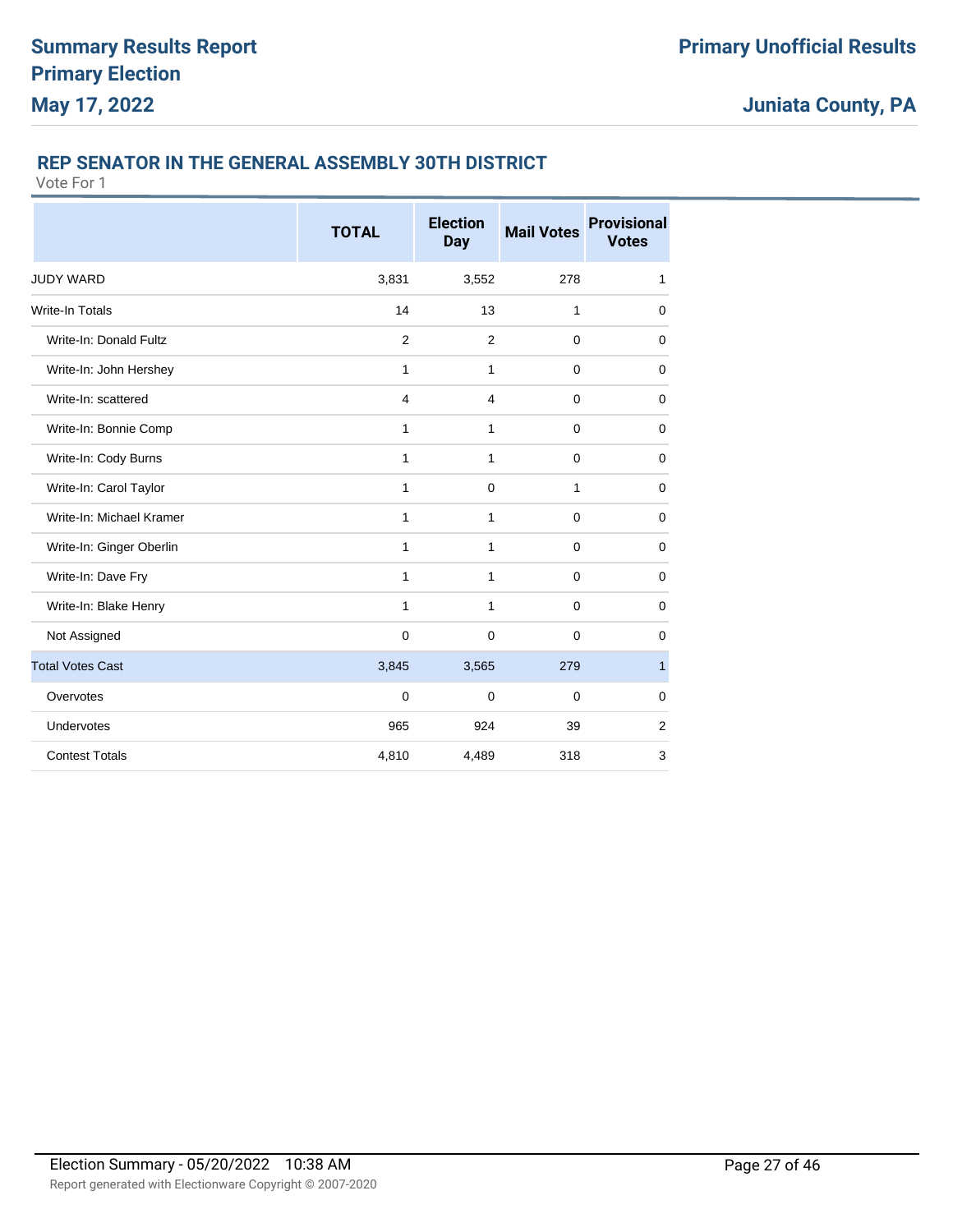## REP SENATOR IN THE GENERAL ASSEMBLY 30TH DISTRICT

Vote For 1

| | TOTAL | Election Day | Mail Votes | Provisional Votes |
|---|---|---|---|---|
| JUDY WARD | 3,831 | 3,552 | 278 | 1 |
| Write-In Totals | 14 | 13 | 1 | 0 |
| Write-In: Donald Fultz | 2 | 2 | 0 | 0 |
| Write-In: John Hershey | 1 | 1 | 0 | 0 |
| Write-In: scattered | 4 | 4 | 0 | 0 |
| Write-In: Bonnie Comp | 1 | 1 | 0 | 0 |
| Write-In: Cody Burns | 1 | 1 | 0 | 0 |
| Write-In: Carol Taylor | 1 | 0 | 1 | 0 |
| Write-In: Michael Kramer | 1 | 1 | 0 | 0 |
| Write-In: Ginger Oberlin | 1 | 1 | 0 | 0 |
| Write-In: Dave Fry | 1 | 1 | 0 | 0 |
| Write-In: Blake Henry | 1 | 1 | 0 | 0 |
| Not Assigned | 0 | 0 | 0 | 0 |
| Total Votes Cast | 3,845 | 3,565 | 279 | 1 |
| Overvotes | 0 | 0 | 0 | 0 |
| Undervotes | 965 | 924 | 39 | 2 |
| Contest Totals | 4,810 | 4,489 | 318 | 3 |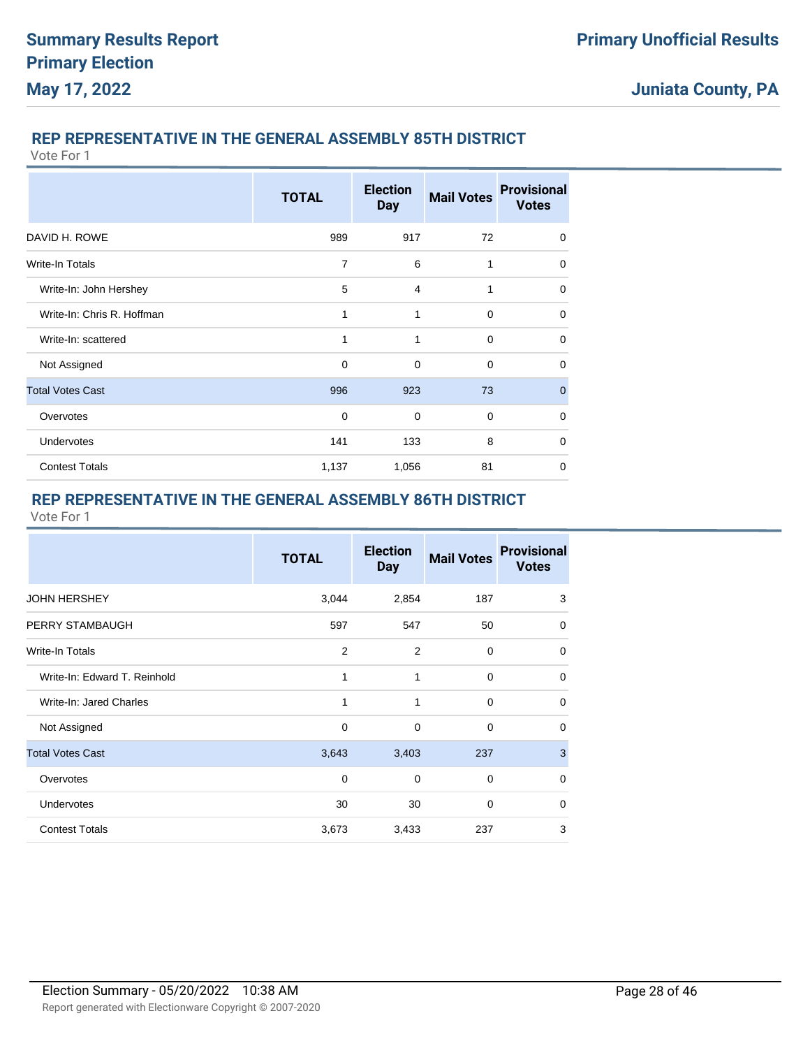## REP REPRESENTATIVE IN THE GENERAL ASSEMBLY 85TH DISTRICT

Vote For 1

| | TOTAL | Election Day | Mail Votes | Provisional Votes |
|---|---|---|---|---|
| DAVID H. ROWE | 989 | 917 | 72 | 0 |
| Write-In Totals | 7 | 6 | 1 | 0 |
| Write-In: John Hershey | 5 | 4 | 1 | 0 |
| Write-In: Chris R. Hoffman | 1 | 1 | 0 | 0 |
| Write-In: scattered | 1 | 1 | 0 | 0 |
| Not Assigned | 0 | 0 | 0 | 0 |
| Total Votes Cast | 996 | 923 | 73 | 0 |
| Overvotes | 0 | 0 | 0 | 0 |
| Undervotes | 141 | 133 | 8 | 0 |
| Contest Totals | 1,137 | 1,056 | 81 | 0 |

## REP REPRESENTATIVE IN THE GENERAL ASSEMBLY 86TH DISTRICT

Vote For 1

| | TOTAL | Election Day | Mail Votes | Provisional Votes |
|---|---|---|---|---|
| JOHN HERSHEY | 3,044 | 2,854 | 187 | 3 |
| PERRY STAMBAUGH | 597 | 547 | 50 | 0 |
| Write-In Totals | 2 | 2 | 0 | 0 |
| Write-In: Edward T. Reinhold | 1 | 1 | 0 | 0 |
| Write-In: Jared Charles | 1 | 1 | 0 | 0 |
| Not Assigned | 0 | 0 | 0 | 0 |
| Total Votes Cast | 3,643 | 3,403 | 237 | 3 |
| Overvotes | 0 | 0 | 0 | 0 |
| Undervotes | 30 | 30 | 0 | 0 |
| Contest Totals | 3,673 | 3,433 | 237 | 3 |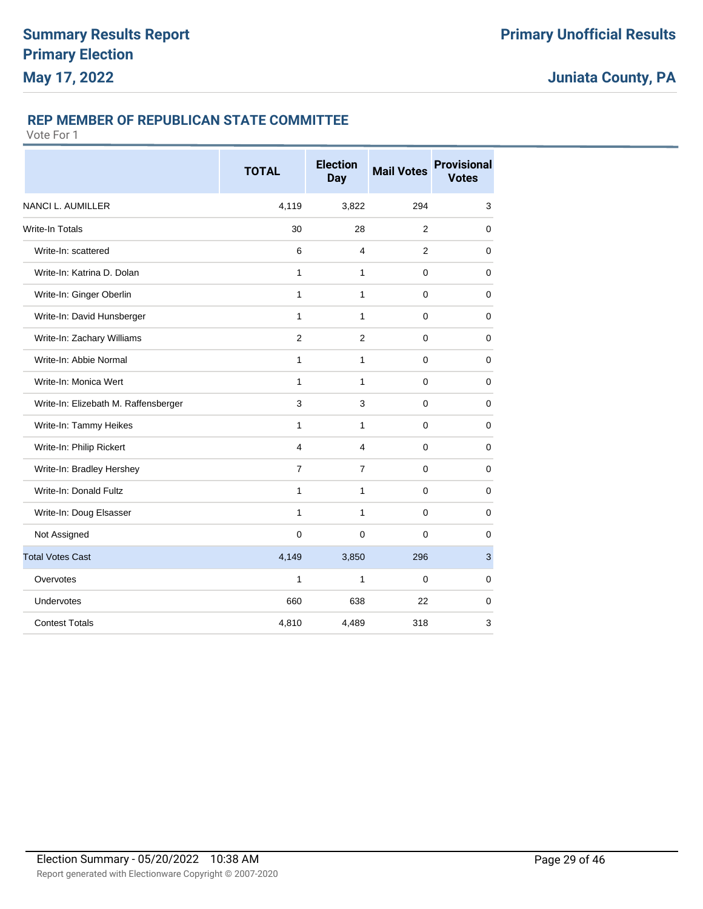## REP MEMBER OF REPUBLICAN STATE COMMITTEE

Vote For 1

| | TOTAL | Election Day | Mail Votes | Provisional Votes |
|---|---|---|---|---|
| NANCI L. AUMILLER | 4,119 | 3,822 | 294 | 3 |
| Write-In Totals | 30 | 28 | 2 | 0 |
| Write-In: scattered | 6 | 4 | 2 | 0 |
| Write-In: Katrina D. Dolan | 1 | 1 | 0 | 0 |
| Write-In: Ginger Oberlin | 1 | 1 | 0 | 0 |
| Write-In: David Hunsberger | 1 | 1 | 0 | 0 |
| Write-In: Zachary Williams | 2 | 2 | 0 | 0 |
| Write-In: Abbie Normal | 1 | 1 | 0 | 0 |
| Write-In: Monica Wert | 1 | 1 | 0 | 0 |
| Write-In: Elizebath M. Raffensberger | 3 | 3 | 0 | 0 |
| Write-In: Tammy Heikes | 1 | 1 | 0 | 0 |
| Write-In: Philip Rickert | 4 | 4 | 0 | 0 |
| Write-In: Bradley Hershey | 7 | 7 | 0 | 0 |
| Write-In: Donald Fultz | 1 | 1 | 0 | 0 |
| Write-In: Doug Elsasser | 1 | 1 | 0 | 0 |
| Not Assigned | 0 | 0 | 0 | 0 |
| Total Votes Cast | 4,149 | 3,850 | 296 | 3 |
| Overvotes | 1 | 1 | 0 | 0 |
| Undervotes | 660 | 638 | 22 | 0 |
| Contest Totals | 4,810 | 4,489 | 318 | 3 |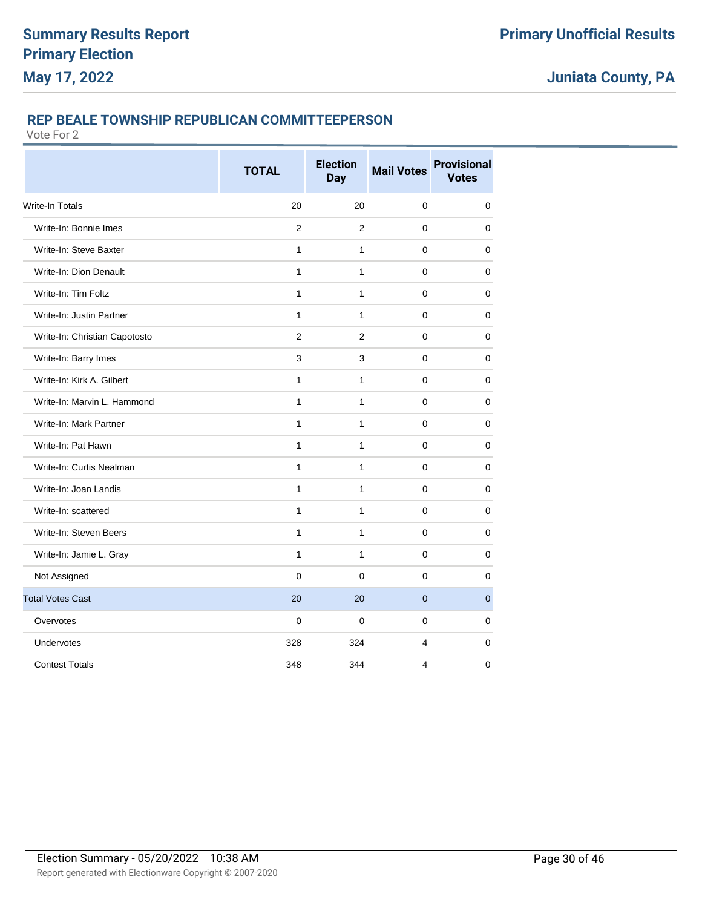## REP BEALE TOWNSHIP REPUBLICAN COMMITTEEPERSON

Vote For 2

| | TOTAL | Election Day | Mail Votes | Provisional Votes |
|---|---|---|---|---|
| Write-In Totals | 20 | 20 | 0 | 0 |
| Write-In: Bonnie Imes | 2 | 2 | 0 | 0 |
| Write-In: Steve Baxter | 1 | 1 | 0 | 0 |
| Write-In: Dion Denault | 1 | 1 | 0 | 0 |
| Write-In: Tim Foltz | 1 | 1 | 0 | 0 |
| Write-In: Justin Partner | 1 | 1 | 0 | 0 |
| Write-In: Christian Capotosto | 2 | 2 | 0 | 0 |
| Write-In: Barry Imes | 3 | 3 | 0 | 0 |
| Write-In: Kirk A. Gilbert | 1 | 1 | 0 | 0 |
| Write-In: Marvin L. Hammond | 1 | 1 | 0 | 0 |
| Write-In: Mark Partner | 1 | 1 | 0 | 0 |
| Write-In: Pat Hawn | 1 | 1 | 0 | 0 |
| Write-In: Curtis Nealman | 1 | 1 | 0 | 0 |
| Write-In: Joan Landis | 1 | 1 | 0 | 0 |
| Write-In: scattered | 1 | 1 | 0 | 0 |
| Write-In: Steven Beers | 1 | 1 | 0 | 0 |
| Write-In: Jamie L. Gray | 1 | 1 | 0 | 0 |
| Not Assigned | 0 | 0 | 0 | 0 |
| Total Votes Cast | 20 | 20 | 0 | 0 |
| Overvotes | 0 | 0 | 0 | 0 |
| Undervotes | 328 | 324 | 4 | 0 |
| Contest Totals | 348 | 344 | 4 | 0 |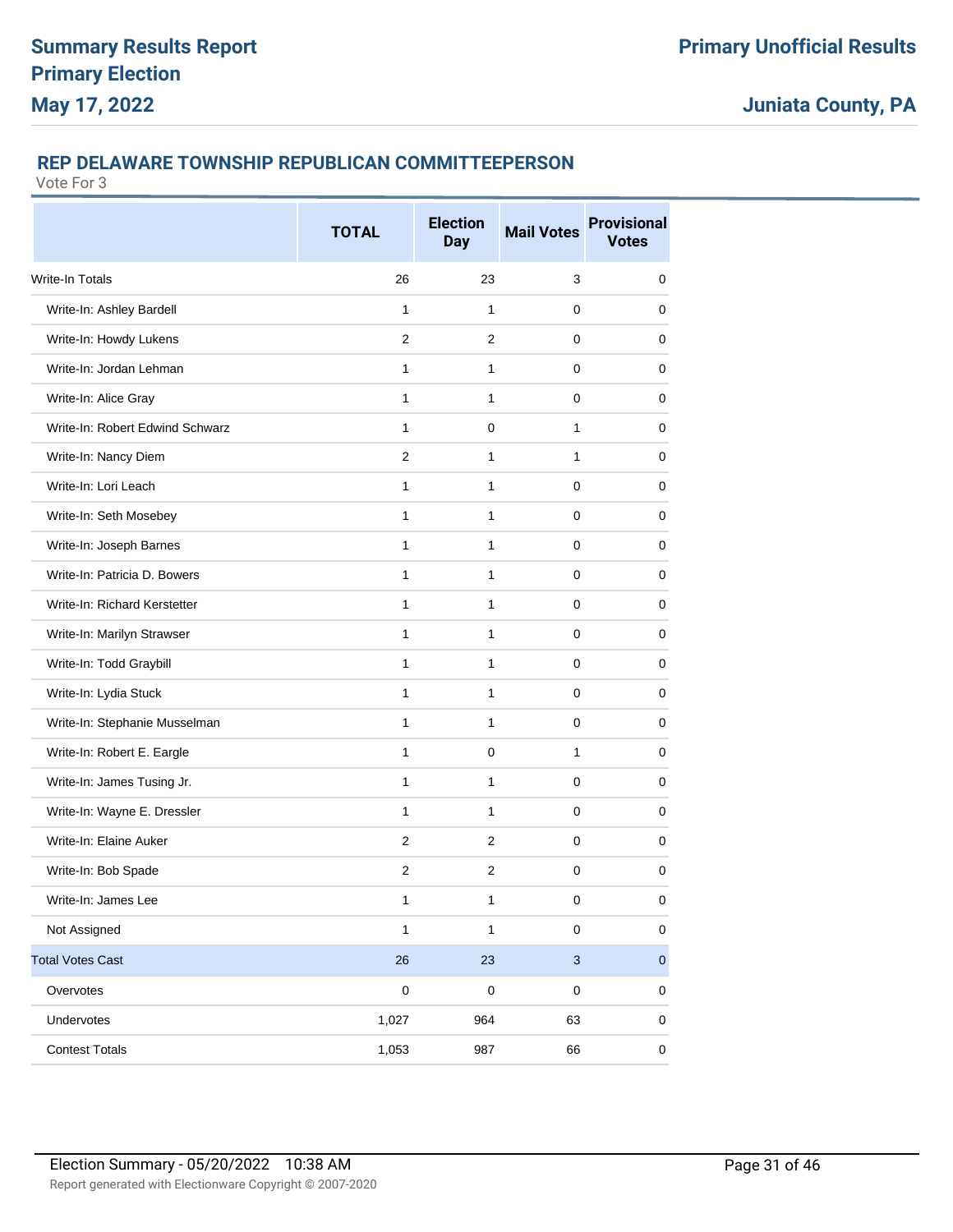## REP DELAWARE TOWNSHIP REPUBLICAN COMMITTEEPERSON

Vote For 3

| | TOTAL | Election Day | Mail Votes | Provisional Votes |
|---|---|---|---|---|
| Write-In Totals | 26 | 23 | 3 | 0 |
| Write-In: Ashley Bardell | 1 | 1 | 0 | 0 |
| Write-In: Howdy Lukens | 2 | 2 | 0 | 0 |
| Write-In: Jordan Lehman | 1 | 1 | 0 | 0 |
| Write-In: Alice Gray | 1 | 1 | 0 | 0 |
| Write-In: Robert Edwind Schwarz | 1 | 0 | 1 | 0 |
| Write-In: Nancy Diem | 2 | 1 | 1 | 0 |
| Write-In: Lori Leach | 1 | 1 | 0 | 0 |
| Write-In: Seth Mosebey | 1 | 1 | 0 | 0 |
| Write-In: Joseph Barnes | 1 | 1 | 0 | 0 |
| Write-In: Patricia D. Bowers | 1 | 1 | 0 | 0 |
| Write-In: Richard Kerstetter | 1 | 1 | 0 | 0 |
| Write-In: Marilyn Strawser | 1 | 1 | 0 | 0 |
| Write-In: Todd Graybill | 1 | 1 | 0 | 0 |
| Write-In: Lydia Stuck | 1 | 1 | 0 | 0 |
| Write-In: Stephanie Musselman | 1 | 1 | 0 | 0 |
| Write-In: Robert E. Eargle | 1 | 0 | 1 | 0 |
| Write-In: James Tusing Jr. | 1 | 1 | 0 | 0 |
| Write-In: Wayne E. Dressler | 1 | 1 | 0 | 0 |
| Write-In: Elaine Auker | 2 | 2 | 0 | 0 |
| Write-In: Bob Spade | 2 | 2 | 0 | 0 |
| Write-In: James Lee | 1 | 1 | 0 | 0 |
| Not Assigned | 1 | 1 | 0 | 0 |
| Total Votes Cast | 26 | 23 | 3 | 0 |
| Overvotes | 0 | 0 | 0 | 0 |
| Undervotes | 1,027 | 964 | 63 | 0 |
| Contest Totals | 1,053 | 987 | 66 | 0 |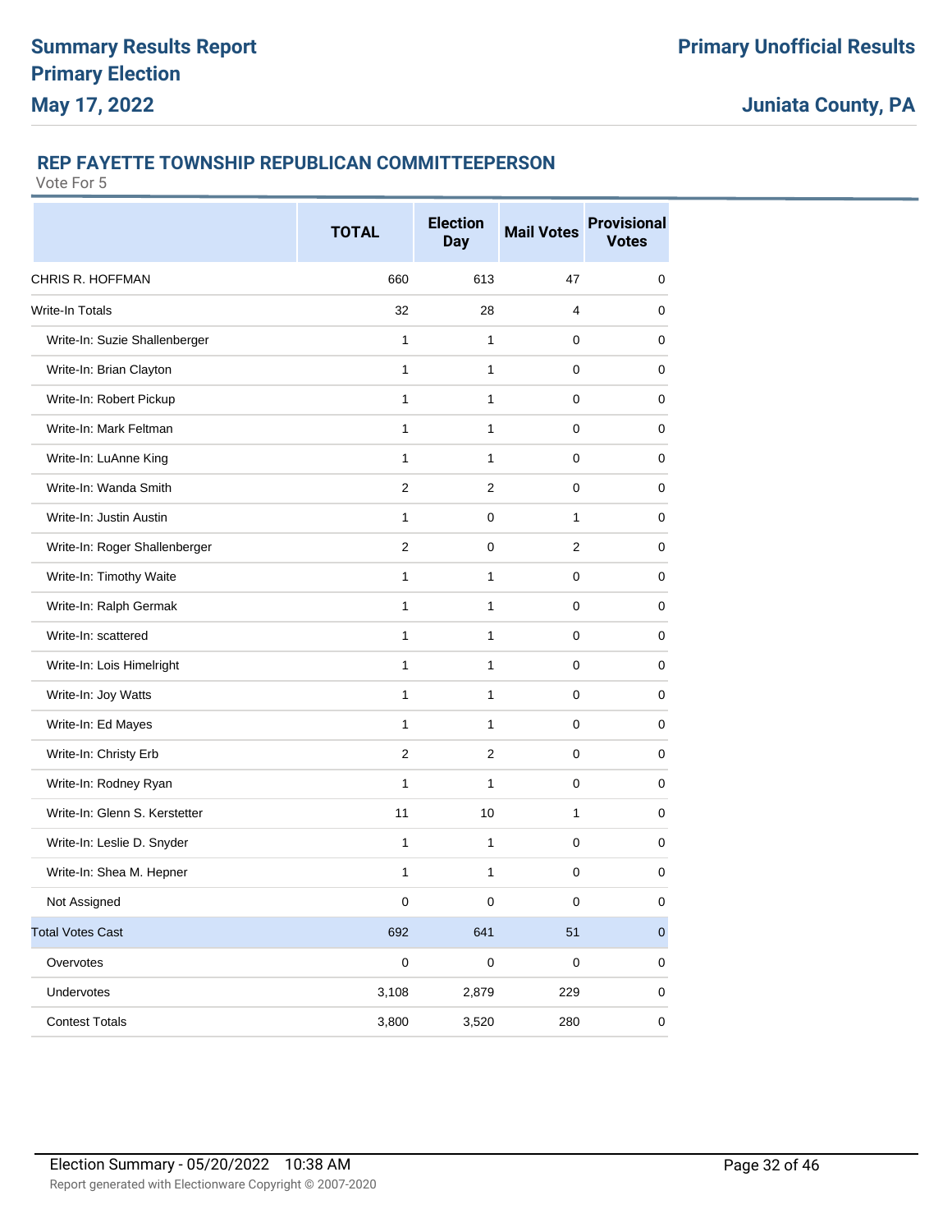# Summary Results Report
# Primary Election
# May 17, 2022

**Primary Unofficial Results**

**Juniata County, PA**

## REP FAYETTE TOWNSHIP REPUBLICAN COMMITTEEPERSON

Vote For 5

| | TOTAL | Election Day | Mail Votes | Provisional Votes |
|---|---|---|---|---|
| CHRIS R. HOFFMAN | 660 | 613 | 47 | 0 |
| Write-In Totals | 32 | 28 | 4 | 0 |
| Write-In: Suzie Shallenberger | 1 | 1 | 0 | 0 |
| Write-In: Brian Clayton | 1 | 1 | 0 | 0 |
| Write-In: Robert Pickup | 1 | 1 | 0 | 0 |
| Write-In: Mark Feltman | 1 | 1 | 0 | 0 |
| Write-In: LuAnne King | 1 | 1 | 0 | 0 |
| Write-In: Wanda Smith | 2 | 2 | 0 | 0 |
| Write-In: Justin Austin | 1 | 0 | 1 | 0 |
| Write-In: Roger Shallenberger | 2 | 0 | 2 | 0 |
| Write-In: Timothy Waite | 1 | 1 | 0 | 0 |
| Write-In: Ralph Germak | 1 | 1 | 0 | 0 |
| Write-In: scattered | 1 | 1 | 0 | 0 |
| Write-In: Lois Himelright | 1 | 1 | 0 | 0 |
| Write-In: Joy Watts | 1 | 1 | 0 | 0 |
| Write-In: Ed Mayes | 1 | 1 | 0 | 0 |
| Write-In: Christy Erb | 2 | 2 | 0 | 0 |
| Write-In: Rodney Ryan | 1 | 1 | 0 | 0 |
| Write-In: Glenn S. Kerstetter | 11 | 10 | 1 | 0 |
| Write-In: Leslie D. Snyder | 1 | 1 | 0 | 0 |
| Write-In: Shea M. Hepner | 1 | 1 | 0 | 0 |
| Not Assigned | 0 | 0 | 0 | 0 |
| Total Votes Cast | 692 | 641 | 51 | 0 |
| Overvotes | 0 | 0 | 0 | 0 |
| Undervotes | 3,108 | 2,879 | 229 | 0 |
| Contest Totals | 3,800 | 3,520 | 280 | 0 |

Election Summary - 05/20/2022 10:38 AM

Report generated with Electionware Copyright © 2007-2020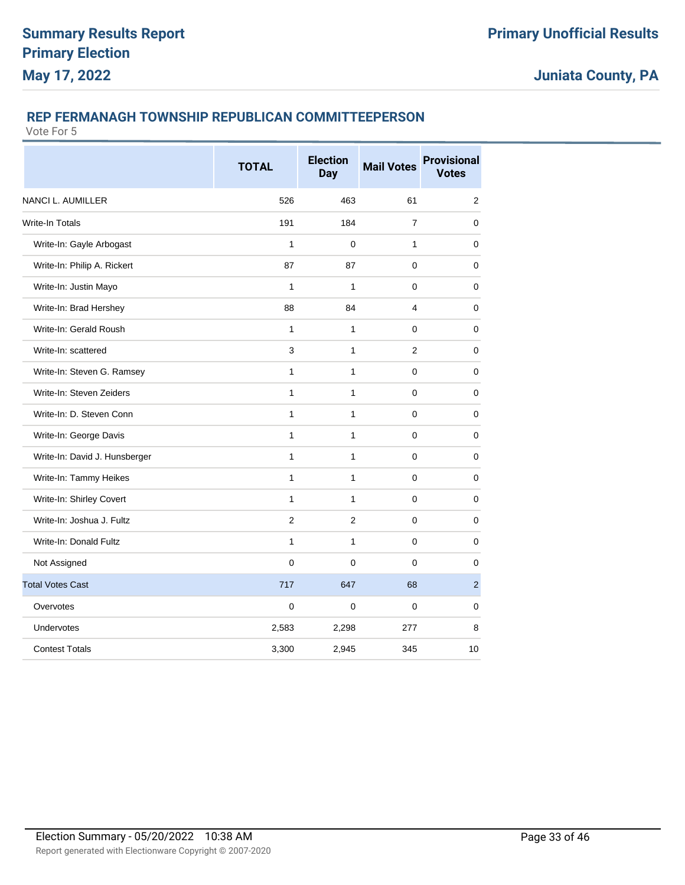## REP FERMANAGH TOWNSHIP REPUBLICAN COMMITTEEPERSON

Vote For 5

| | TOTAL | Election Day | Mail Votes | Provisional Votes |
|---|---|---|---|---|
| NANCI L. AUMILLER | 526 | 463 | 61 | 2 |
| Write-In Totals | 191 | 184 | 7 | 0 |
| Write-In: Gayle Arbogast | 1 | 0 | 1 | 0 |
| Write-In: Philip A. Rickert | 87 | 87 | 0 | 0 |
| Write-In: Justin Mayo | 1 | 1 | 0 | 0 |
| Write-In: Brad Hershey | 88 | 84 | 4 | 0 |
| Write-In: Gerald Roush | 1 | 1 | 0 | 0 |
| Write-In: scattered | 3 | 1 | 2 | 0 |
| Write-In: Steven G. Ramsey | 1 | 1 | 0 | 0 |
| Write-In: Steven Zeiders | 1 | 1 | 0 | 0 |
| Write-In: D. Steven Conn | 1 | 1 | 0 | 0 |
| Write-In: George Davis | 1 | 1 | 0 | 0 |
| Write-In: David J. Hunsberger | 1 | 1 | 0 | 0 |
| Write-In: Tammy Heikes | 1 | 1 | 0 | 0 |
| Write-In: Shirley Covert | 1 | 1 | 0 | 0 |
| Write-In: Joshua J. Fultz | 2 | 2 | 0 | 0 |
| Write-In: Donald Fultz | 1 | 1 | 0 | 0 |
| Not Assigned | 0 | 0 | 0 | 0 |
| Total Votes Cast | 717 | 647 | 68 | 2 |
| Overvotes | 0 | 0 | 0 | 0 |
| Undervotes | 2,583 | 2,298 | 277 | 8 |
| Contest Totals | 3,300 | 2,945 | 345 | 10 |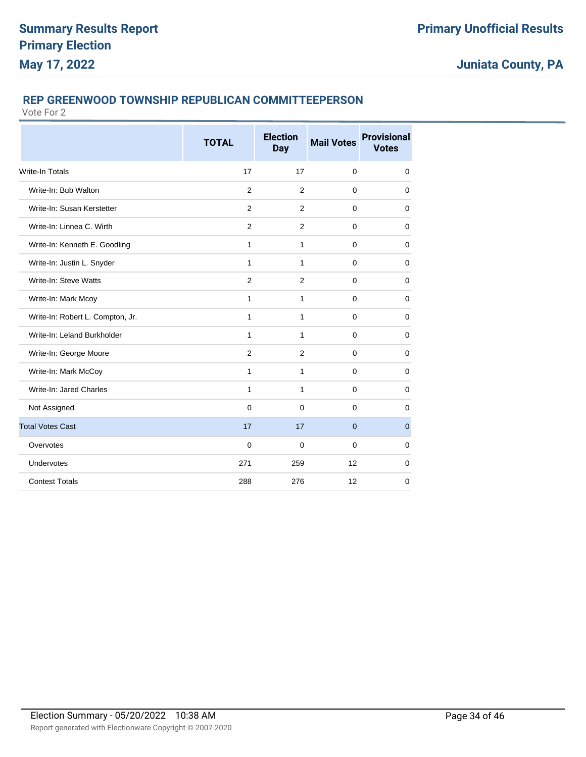## REP GREENWOOD TOWNSHIP REPUBLICAN COMMITTEEPERSON

Vote For 2

| | TOTAL | Election Day | Mail Votes | Provisional Votes |
|---|---|---|---|---|
| Write-In Totals | 17 | 17 | 0 | 0 |
| Write-In: Bub Walton | 2 | 2 | 0 | 0 |
| Write-In: Susan Kerstetter | 2 | 2 | 0 | 0 |
| Write-In: Linnea C. Wirth | 2 | 2 | 0 | 0 |
| Write-In: Kenneth E. Goodling | 1 | 1 | 0 | 0 |
| Write-In: Justin L. Snyder | 1 | 1 | 0 | 0 |
| Write-In: Steve Watts | 2 | 2 | 0 | 0 |
| Write-In: Mark Mcoy | 1 | 1 | 0 | 0 |
| Write-In: Robert L. Compton, Jr. | 1 | 1 | 0 | 0 |
| Write-In: Leland Burkholder | 1 | 1 | 0 | 0 |
| Write-In: George Moore | 2 | 2 | 0 | 0 |
| Write-In: Mark McCoy | 1 | 1 | 0 | 0 |
| Write-In: Jared Charles | 1 | 1 | 0 | 0 |
| Not Assigned | 0 | 0 | 0 | 0 |
| Total Votes Cast | 17 | 17 | 0 | 0 |
| Overvotes | 0 | 0 | 0 | 0 |
| Undervotes | 271 | 259 | 12 | 0 |
| Contest Totals | 288 | 276 | 12 | 0 |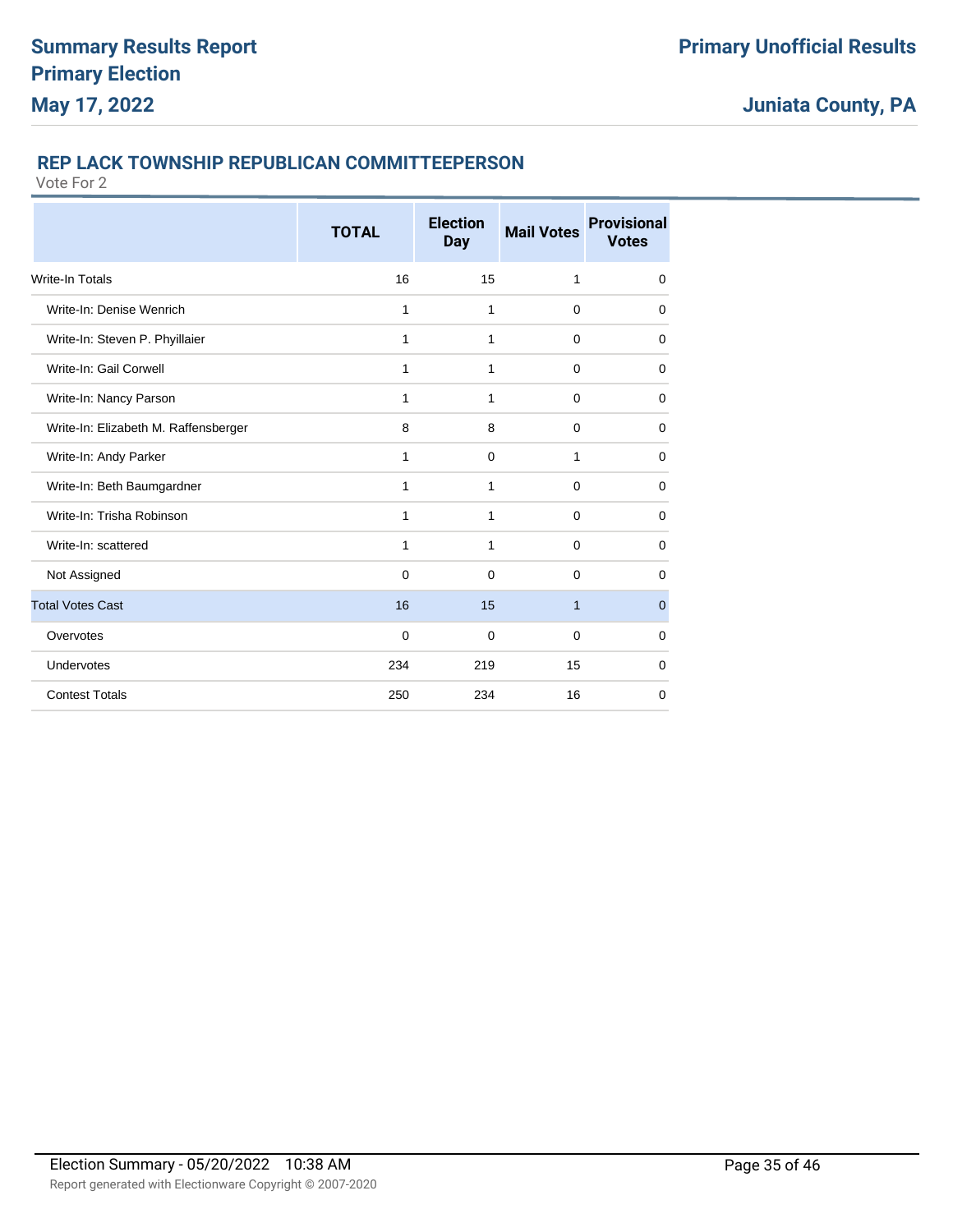## REP LACK TOWNSHIP REPUBLICAN COMMITTEEPERSON

Vote For 2

| | TOTAL | Election Day | Mail Votes | Provisional Votes |
|---|---|---|---|---|
| Write-In Totals | 16 | 15 | 1 | 0 |
| Write-In: Denise Wenrich | 1 | 1 | 0 | 0 |
| Write-In: Steven P. Phyillaier | 1 | 1 | 0 | 0 |
| Write-In: Gail Corwell | 1 | 1 | 0 | 0 |
| Write-In: Nancy Parson | 1 | 1 | 0 | 0 |
| Write-In: Elizabeth M. Raffensberger | 8 | 8 | 0 | 0 |
| Write-In: Andy Parker | 1 | 0 | 1 | 0 |
| Write-In: Beth Baumgardner | 1 | 1 | 0 | 0 |
| Write-In: Trisha Robinson | 1 | 1 | 0 | 0 |
| Write-In: scattered | 1 | 1 | 0 | 0 |
| Not Assigned | 0 | 0 | 0 | 0 |
| Total Votes Cast | 16 | 15 | 1 | 0 |
| Overvotes | 0 | 0 | 0 | 0 |
| Undervotes | 234 | 219 | 15 | 0 |
| Contest Totals | 250 | 234 | 16 | 0 |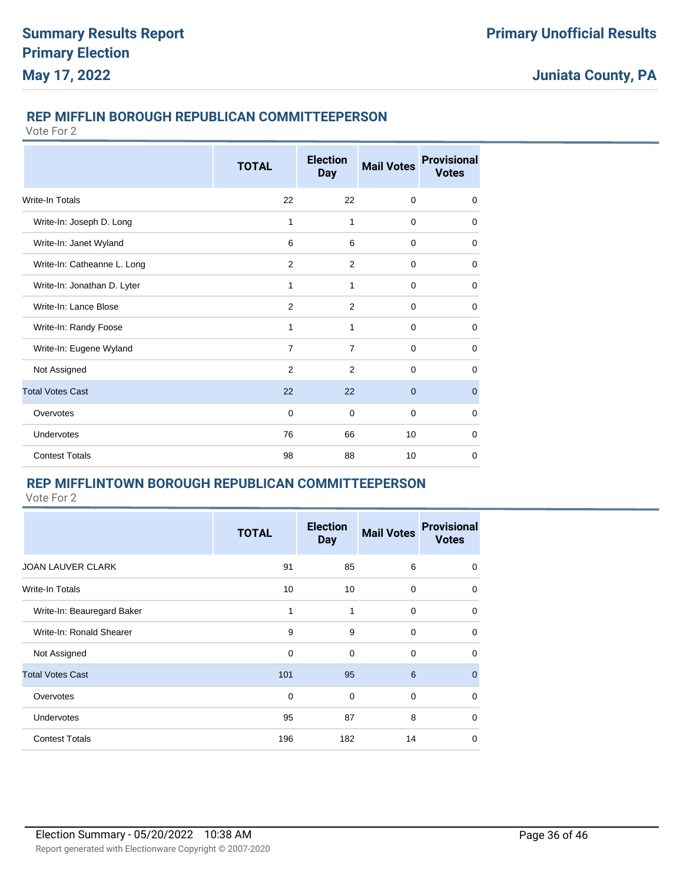## REP MIFFLIN BOROUGH REPUBLICAN COMMITTEEPERSON

Vote For 2

| | TOTAL | Election Day | Mail Votes | Provisional Votes |
|---|---|---|---|---|
| Write-In Totals | 22 | 22 | 0 | 0 |
| Write-In: Joseph D. Long | 1 | 1 | 0 | 0 |
| Write-In: Janet Wyland | 6 | 6 | 0 | 0 |
| Write-In: Catheanne L. Long | 2 | 2 | 0 | 0 |
| Write-In: Jonathan D. Lyter | 1 | 1 | 0 | 0 |
| Write-In: Lance Blose | 2 | 2 | 0 | 0 |
| Write-In: Randy Foose | 1 | 1 | 0 | 0 |
| Write-In: Eugene Wyland | 7 | 7 | 0 | 0 |
| Not Assigned | 2 | 2 | 0 | 0 |
| Total Votes Cast | 22 | 22 | 0 | 0 |
| Overvotes | 0 | 0 | 0 | 0 |
| Undervotes | 76 | 66 | 10 | 0 |
| Contest Totals | 98 | 88 | 10 | 0 |

## REP MIFFLINTOWN BOROUGH REPUBLICAN COMMITTEEPERSON

Vote For 2

| | TOTAL | Election Day | Mail Votes | Provisional Votes |
|---|---|---|---|---|
| JOAN LAUVER CLARK | 91 | 85 | 6 | 0 |
| Write-In Totals | 10 | 10 | 0 | 0 |
| Write-In: Beauregard Baker | 1 | 1 | 0 | 0 |
| Write-In: Ronald Shearer | 9 | 9 | 0 | 0 |
| Not Assigned | 0 | 0 | 0 | 0 |
| Total Votes Cast | 101 | 95 | 6 | 0 |
| Overvotes | 0 | 0 | 0 | 0 |
| Undervotes | 95 | 87 | 8 | 0 |
| Contest Totals | 196 | 182 | 14 | 0 |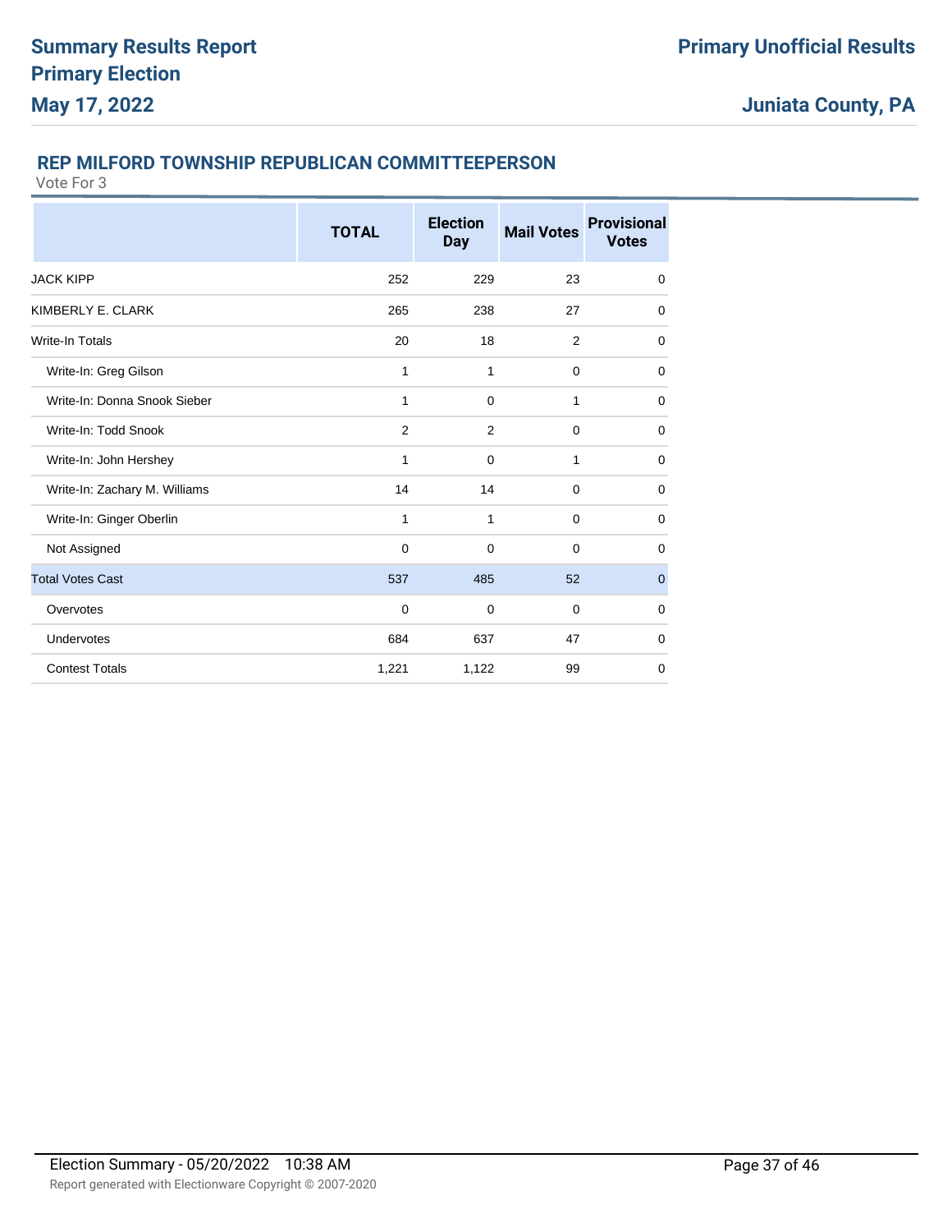## REP MILFORD TOWNSHIP REPUBLICAN COMMITTEEPERSON

Vote For 3

| | TOTAL | Election Day | Mail Votes | Provisional Votes |
|---|---|---|---|---|
| JACK KIPP | 252 | 229 | 23 | 0 |
| KIMBERLY E. CLARK | 265 | 238 | 27 | 0 |
| Write-In Totals | 20 | 18 | 2 | 0 |
| Write-In: Greg Gilson | 1 | 1 | 0 | 0 |
| Write-In: Donna Snook Sieber | 1 | 0 | 1 | 0 |
| Write-In: Todd Snook | 2 | 2 | 0 | 0 |
| Write-In: John Hershey | 1 | 0 | 1 | 0 |
| Write-In: Zachary M. Williams | 14 | 14 | 0 | 0 |
| Write-In: Ginger Oberlin | 1 | 1 | 0 | 0 |
| Not Assigned | 0 | 0 | 0 | 0 |
| Total Votes Cast | 537 | 485 | 52 | 0 |
| Overvotes | 0 | 0 | 0 | 0 |
| Undervotes | 684 | 637 | 47 | 0 |
| Contest Totals | 1,221 | 1,122 | 99 | 0 |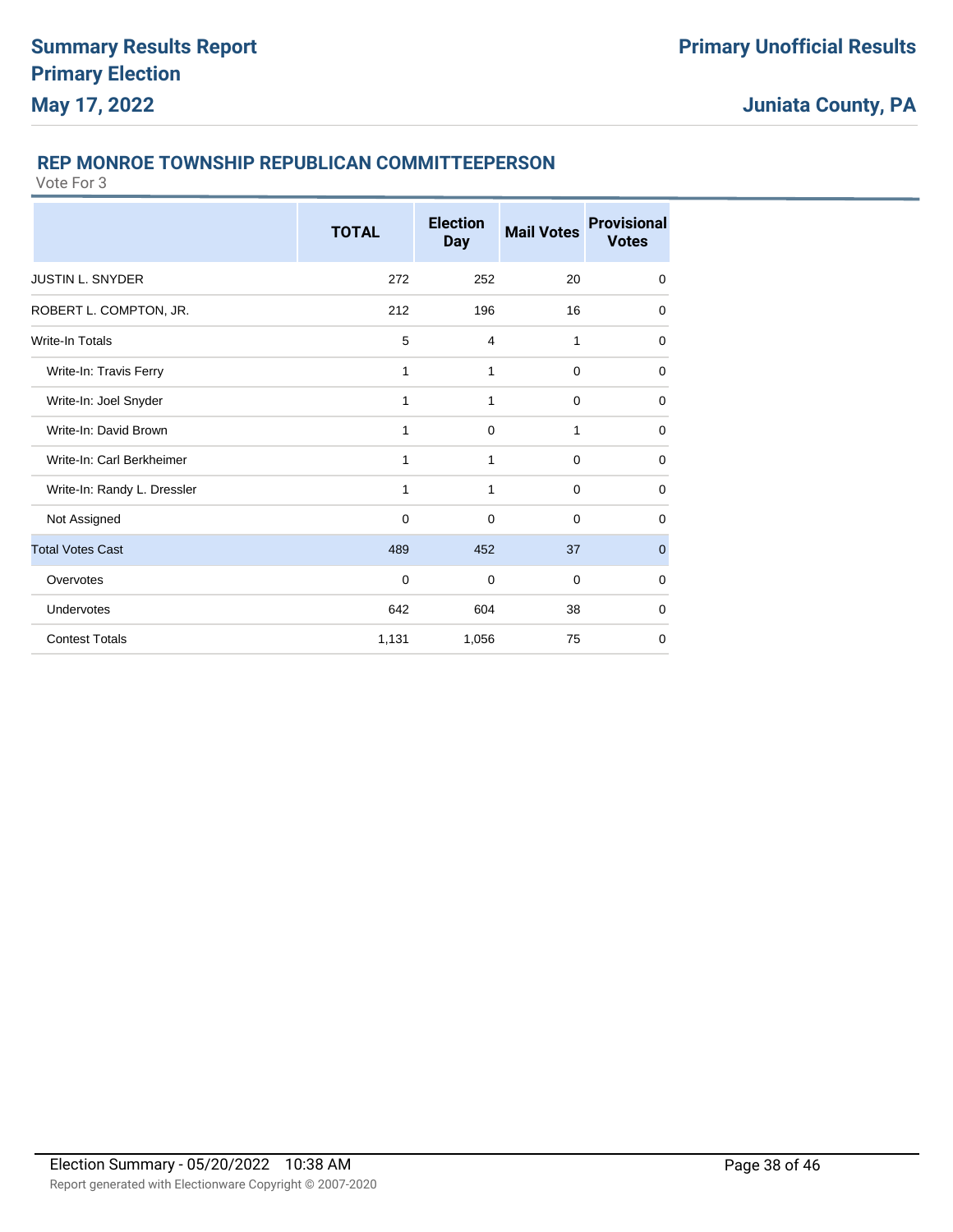## REP MONROE TOWNSHIP REPUBLICAN COMMITTEEPERSON

Vote For 3

| | TOTAL | Election Day | Mail Votes | Provisional Votes |
|---|---|---|---|---|
| JUSTIN L. SNYDER | 272 | 252 | 20 | 0 |
| ROBERT L. COMPTON, JR. | 212 | 196 | 16 | 0 |
| Write-In Totals | 5 | 4 | 1 | 0 |
| Write-In: Travis Ferry | 1 | 1 | 0 | 0 |
| Write-In: Joel Snyder | 1 | 1 | 0 | 0 |
| Write-In: David Brown | 1 | 0 | 1 | 0 |
| Write-In: Carl Berkheimer | 1 | 1 | 0 | 0 |
| Write-In: Randy L. Dressler | 1 | 1 | 0 | 0 |
| Not Assigned | 0 | 0 | 0 | 0 |
| Total Votes Cast | 489 | 452 | 37 | 0 |
| Overvotes | 0 | 0 | 0 | 0 |
| Undervotes | 642 | 604 | 38 | 0 |
| Contest Totals | 1,131 | 1,056 | 75 | 0 |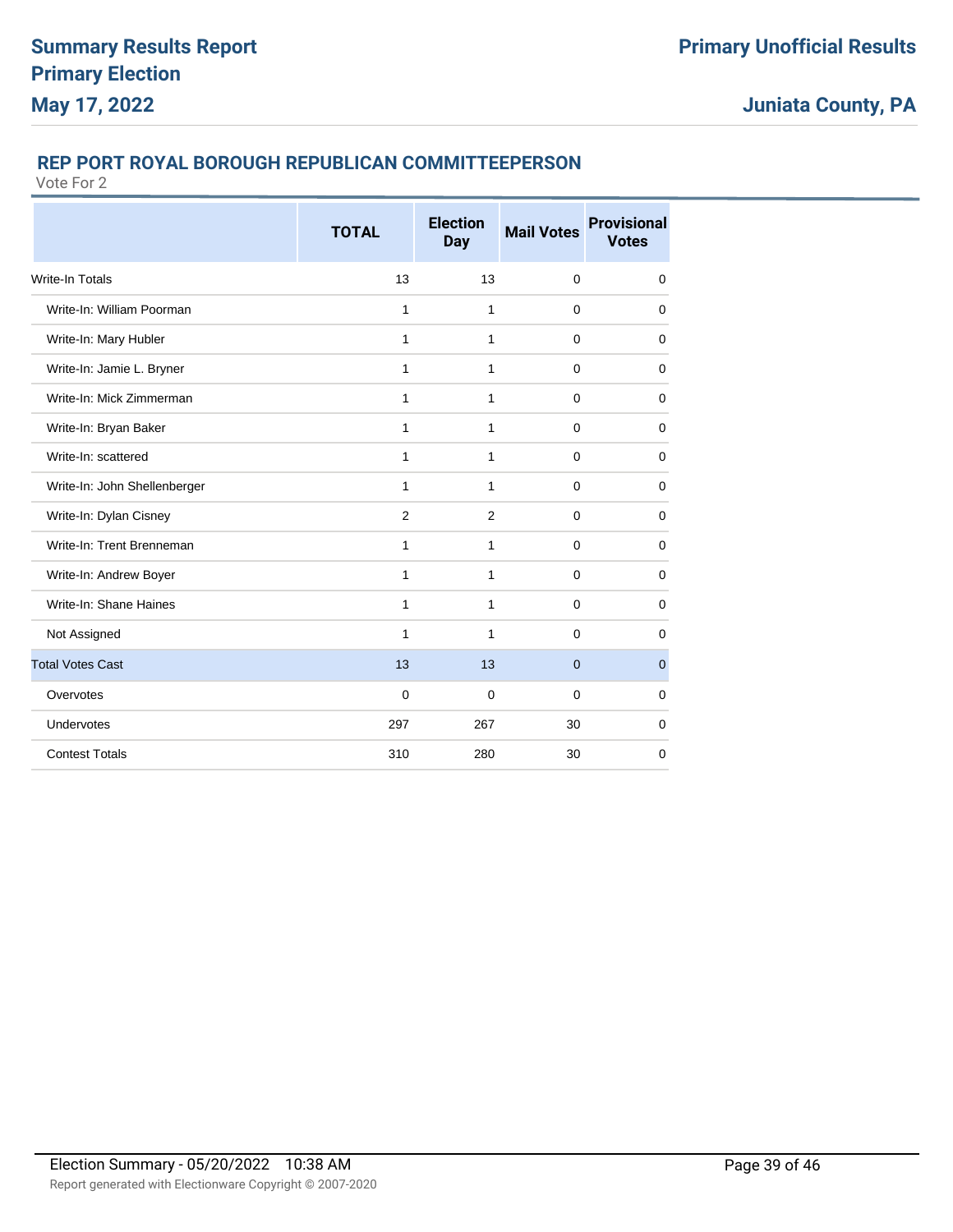## REP PORT ROYAL BOROUGH REPUBLICAN COMMITTEEPERSON

Vote For 2

| | TOTAL | Election Day | Mail Votes | Provisional Votes |
|---|---|---|---|---|
| Write-In Totals | 13 | 13 | 0 | 0 |
| Write-In: William Poorman | 1 | 1 | 0 | 0 |
| Write-In: Mary Hubler | 1 | 1 | 0 | 0 |
| Write-In: Jamie L. Bryner | 1 | 1 | 0 | 0 |
| Write-In: Mick Zimmerman | 1 | 1 | 0 | 0 |
| Write-In: Bryan Baker | 1 | 1 | 0 | 0 |
| Write-In: scattered | 1 | 1 | 0 | 0 |
| Write-In: John Shellenberger | 1 | 1 | 0 | 0 |
| Write-In: Dylan Cisney | 2 | 2 | 0 | 0 |
| Write-In: Trent Brenneman | 1 | 1 | 0 | 0 |
| Write-In: Andrew Boyer | 1 | 1 | 0 | 0 |
| Write-In: Shane Haines | 1 | 1 | 0 | 0 |
| Not Assigned | 1 | 1 | 0 | 0 |
| Total Votes Cast | 13 | 13 | 0 | 0 |
| Overvotes | 0 | 0 | 0 | 0 |
| Undervotes | 297 | 267 | 30 | 0 |
| Contest Totals | 310 | 280 | 30 | 0 |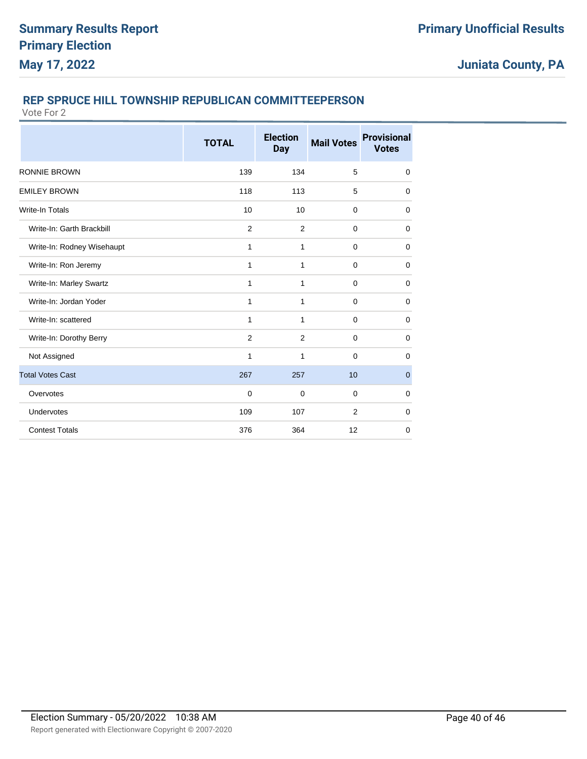## REP SPRUCE HILL TOWNSHIP REPUBLICAN COMMITTEEPERSON

Vote For 2

| | TOTAL | Election Day | Mail Votes | Provisional Votes |
|---|---|---|---|---|
| RONNIE BROWN | 139 | 134 | 5 | 0 |
| EMILEY BROWN | 118 | 113 | 5 | 0 |
| Write-In Totals | 10 | 10 | 0 | 0 |
| Write-In: Garth Brackbill | 2 | 2 | 0 | 0 |
| Write-In: Rodney Wisehaupt | 1 | 1 | 0 | 0 |
| Write-In: Ron Jeremy | 1 | 1 | 0 | 0 |
| Write-In: Marley Swartz | 1 | 1 | 0 | 0 |
| Write-In: Jordan Yoder | 1 | 1 | 0 | 0 |
| Write-In: scattered | 1 | 1 | 0 | 0 |
| Write-In: Dorothy Berry | 2 | 2 | 0 | 0 |
| Not Assigned | 1 | 1 | 0 | 0 |
| Total Votes Cast | 267 | 257 | 10 | 0 |
| Overvotes | 0 | 0 | 0 | 0 |
| Undervotes | 109 | 107 | 2 | 0 |
| Contest Totals | 376 | 364 | 12 | 0 |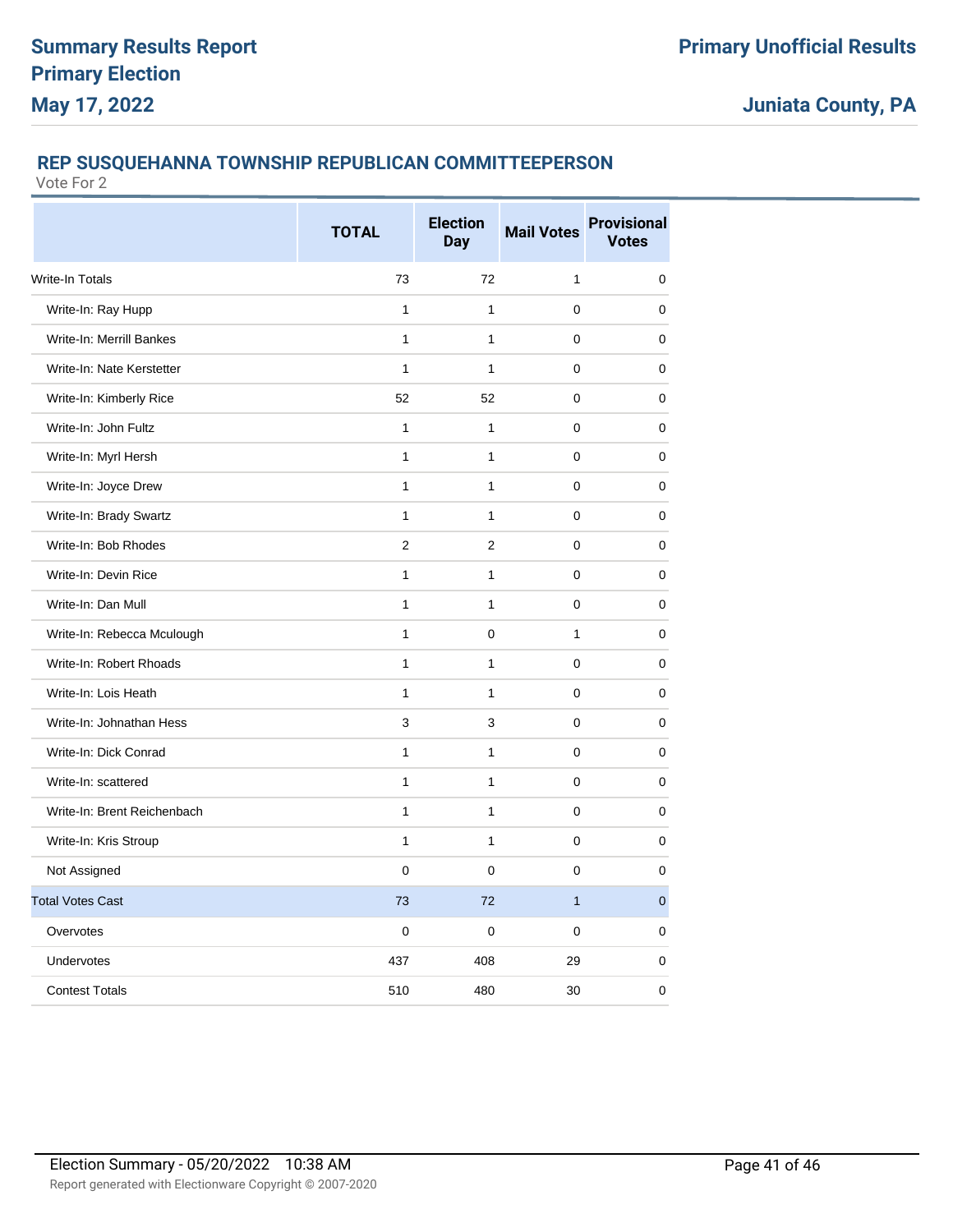## REP SUSQUEHANNA TOWNSHIP REPUBLICAN COMMITTEEPERSON

Vote For 2

| | TOTAL | Election Day | Mail Votes | Provisional Votes |
|---|---|---|---|---|
| Write-In Totals | 73 | 72 | 1 | 0 |
| Write-In: Ray Hupp | 1 | 1 | 0 | 0 |
| Write-In: Merrill Bankes | 1 | 1 | 0 | 0 |
| Write-In: Nate Kerstetter | 1 | 1 | 0 | 0 |
| Write-In: Kimberly Rice | 52 | 52 | 0 | 0 |
| Write-In: John Fultz | 1 | 1 | 0 | 0 |
| Write-In: Myrl Hersh | 1 | 1 | 0 | 0 |
| Write-In: Joyce Drew | 1 | 1 | 0 | 0 |
| Write-In: Brady Swartz | 1 | 1 | 0 | 0 |
| Write-In: Bob Rhodes | 2 | 2 | 0 | 0 |
| Write-In: Devin Rice | 1 | 1 | 0 | 0 |
| Write-In: Dan Mull | 1 | 1 | 0 | 0 |
| Write-In: Rebecca Mculough | 1 | 0 | 1 | 0 |
| Write-In: Robert Rhoads | 1 | 1 | 0 | 0 |
| Write-In: Lois Heath | 1 | 1 | 0 | 0 |
| Write-In: Johnathan Hess | 3 | 3 | 0 | 0 |
| Write-In: Dick Conrad | 1 | 1 | 0 | 0 |
| Write-In: scattered | 1 | 1 | 0 | 0 |
| Write-In: Brent Reichenbach | 1 | 1 | 0 | 0 |
| Write-In: Kris Stroup | 1 | 1 | 0 | 0 |
| Not Assigned | 0 | 0 | 0 | 0 |
| Total Votes Cast | 73 | 72 | 1 | 0 |
| Overvotes | 0 | 0 | 0 | 0 |
| Undervotes | 437 | 408 | 29 | 0 |
| Contest Totals | 510 | 480 | 30 | 0 |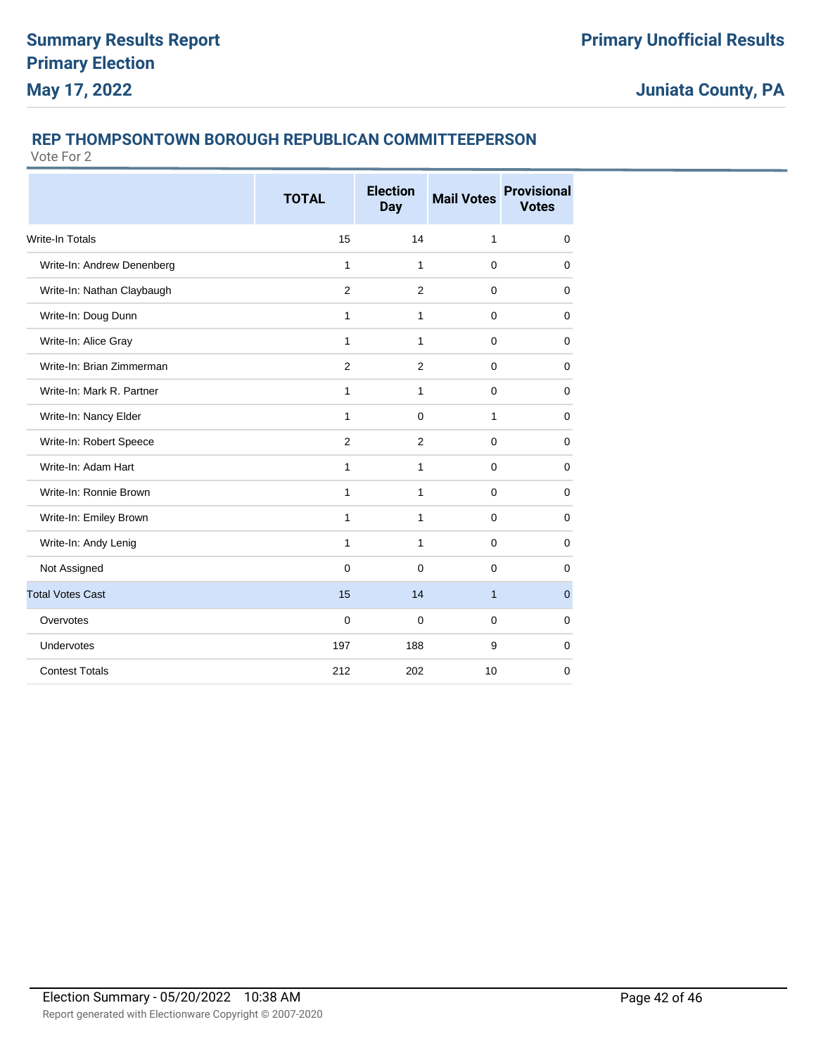## REP THOMPSONTOWN BOROUGH REPUBLICAN COMMITTEEPERSON

Vote For 2

| | TOTAL | Election Day | Mail Votes | Provisional Votes |
|---|---|---|---|---|
| Write-In Totals | 15 | 14 | 1 | 0 |
| Write-In: Andrew Denenberg | 1 | 1 | 0 | 0 |
| Write-In: Nathan Claybaugh | 2 | 2 | 0 | 0 |
| Write-In: Doug Dunn | 1 | 1 | 0 | 0 |
| Write-In: Alice Gray | 1 | 1 | 0 | 0 |
| Write-In: Brian Zimmerman | 2 | 2 | 0 | 0 |
| Write-In: Mark R. Partner | 1 | 1 | 0 | 0 |
| Write-In: Nancy Elder | 1 | 0 | 1 | 0 |
| Write-In: Robert Speece | 2 | 2 | 0 | 0 |
| Write-In: Adam Hart | 1 | 1 | 0 | 0 |
| Write-In: Ronnie Brown | 1 | 1 | 0 | 0 |
| Write-In: Emiley Brown | 1 | 1 | 0 | 0 |
| Write-In: Andy Lenig | 1 | 1 | 0 | 0 |
| Not Assigned | 0 | 0 | 0 | 0 |
| Total Votes Cast | 15 | 14 | 1 | 0 |
| Overvotes | 0 | 0 | 0 | 0 |
| Undervotes | 197 | 188 | 9 | 0 |
| Contest Totals | 212 | 202 | 10 | 0 |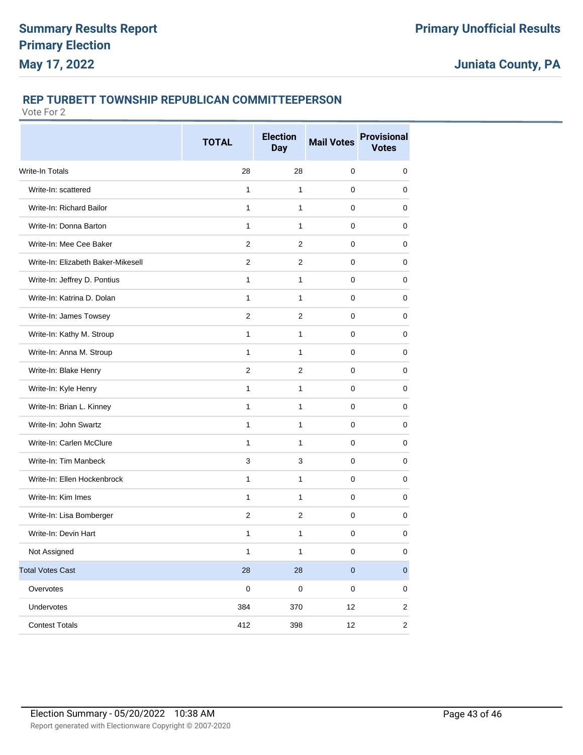# Summary Results Report
# Primary Election
# May 17, 2022

**Primary Unofficial Results**

**Juniata County, PA**

## REP TURBETT TOWNSHIP REPUBLICAN COMMITTEEPERSON

Vote For 2

| | TOTAL | Election Day | Mail Votes | Provisional Votes |
|---|---|---|---|---|
| Write-In Totals | 28 | 28 | 0 | 0 |
| Write-In: scattered | 1 | 1 | 0 | 0 |
| Write-In: Richard Bailor | 1 | 1 | 0 | 0 |
| Write-In: Donna Barton | 1 | 1 | 0 | 0 |
| Write-In: Mee Cee Baker | 2 | 2 | 0 | 0 |
| Write-In: Elizabeth Baker-Mikesell | 2 | 2 | 0 | 0 |
| Write-In: Jeffrey D. Pontius | 1 | 1 | 0 | 0 |
| Write-In: Katrina D. Dolan | 1 | 1 | 0 | 0 |
| Write-In: James Towsey | 2 | 2 | 0 | 0 |
| Write-In: Kathy M. Stroup | 1 | 1 | 0 | 0 |
| Write-In: Anna M. Stroup | 1 | 1 | 0 | 0 |
| Write-In: Blake Henry | 2 | 2 | 0 | 0 |
| Write-In: Kyle Henry | 1 | 1 | 0 | 0 |
| Write-In: Brian L. Kinney | 1 | 1 | 0 | 0 |
| Write-In: John Swartz | 1 | 1 | 0 | 0 |
| Write-In: Carlen McClure | 1 | 1 | 0 | 0 |
| Write-In: Tim Manbeck | 3 | 3 | 0 | 0 |
| Write-In: Ellen Hockenbrock | 1 | 1 | 0 | 0 |
| Write-In: Kim Imes | 1 | 1 | 0 | 0 |
| Write-In: Lisa Bomberger | 2 | 2 | 0 | 0 |
| Write-In: Devin Hart | 1 | 1 | 0 | 0 |
| Not Assigned | 1 | 1 | 0 | 0 |
| Total Votes Cast | 28 | 28 | 0 | 0 |
| Overvotes | 0 | 0 | 0 | 0 |
| Undervotes | 384 | 370 | 12 | 2 |
| Contest Totals | 412 | 398 | 12 | 2 |

Election Summary - 05/20/2022 10:38 AM

Report generated with Electionware Copyright © 2007-2020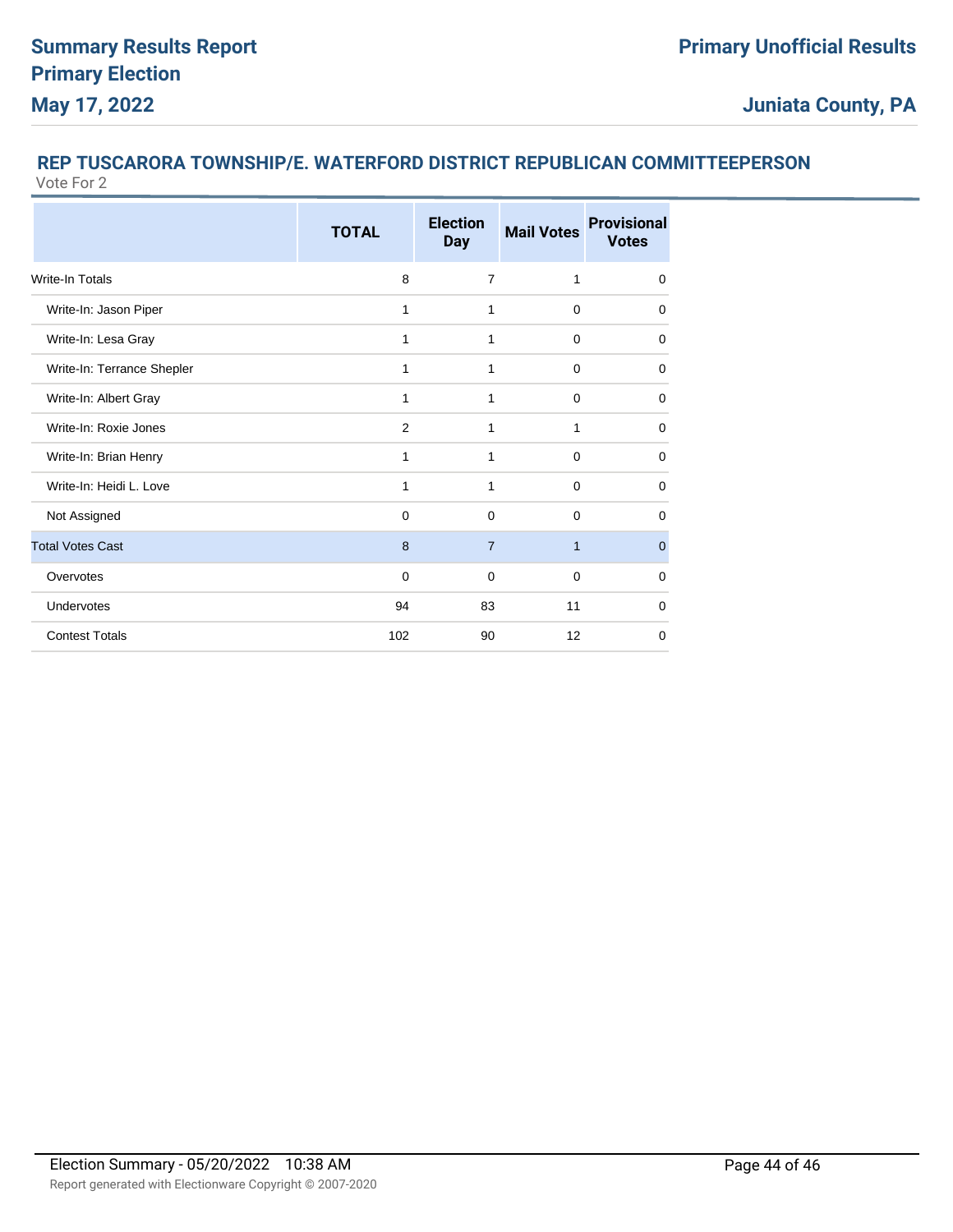## REP TUSCARORA TOWNSHIP/E. WATERFORD DISTRICT REPUBLICAN COMMITTEEPERSON

Vote For 2

| | TOTAL | Election Day | Mail Votes | Provisional Votes |
|---|---|---|---|---|
| Write-In Totals | 8 | 7 | 1 | 0 |
| Write-In: Jason Piper | 1 | 1 | 0 | 0 |
| Write-In: Lesa Gray | 1 | 1 | 0 | 0 |
| Write-In: Terrance Shepler | 1 | 1 | 0 | 0 |
| Write-In: Albert Gray | 1 | 1 | 0 | 0 |
| Write-In: Roxie Jones | 2 | 1 | 1 | 0 |
| Write-In: Brian Henry | 1 | 1 | 0 | 0 |
| Write-In: Heidi L. Love | 1 | 1 | 0 | 0 |
| Not Assigned | 0 | 0 | 0 | 0 |
| Total Votes Cast | 8 | 7 | 1 | 0 |
| Overvotes | 0 | 0 | 0 | 0 |
| Undervotes | 94 | 83 | 11 | 0 |
| Contest Totals | 102 | 90 | 12 | 0 |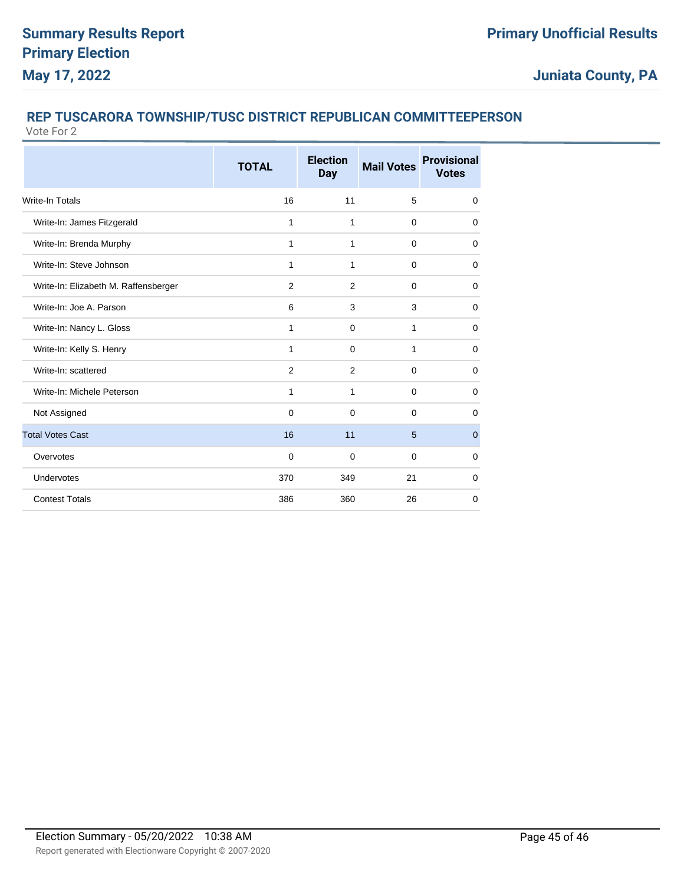## REP TUSCARORA TOWNSHIP/TUSC DISTRICT REPUBLICAN COMMITTEEPERSON

Vote For 2

| | TOTAL | Election Day | Mail Votes | Provisional Votes |
|---|---|---|---|---|
| Write-In Totals | 16 | 11 | 5 | 0 |
| Write-In: James Fitzgerald | 1 | 1 | 0 | 0 |
| Write-In: Brenda Murphy | 1 | 1 | 0 | 0 |
| Write-In: Steve Johnson | 1 | 1 | 0 | 0 |
| Write-In: Elizabeth M. Raffensberger | 2 | 2 | 0 | 0 |
| Write-In: Joe A. Parson | 6 | 3 | 3 | 0 |
| Write-In: Nancy L. Gloss | 1 | 0 | 1 | 0 |
| Write-In: Kelly S. Henry | 1 | 0 | 1 | 0 |
| Write-In: scattered | 2 | 2 | 0 | 0 |
| Write-In: Michele Peterson | 1 | 1 | 0 | 0 |
| Not Assigned | 0 | 0 | 0 | 0 |
| Total Votes Cast | 16 | 11 | 5 | 0 |
| Overvotes | 0 | 0 | 0 | 0 |
| Undervotes | 370 | 349 | 21 | 0 |
| Contest Totals | 386 | 360 | 26 | 0 |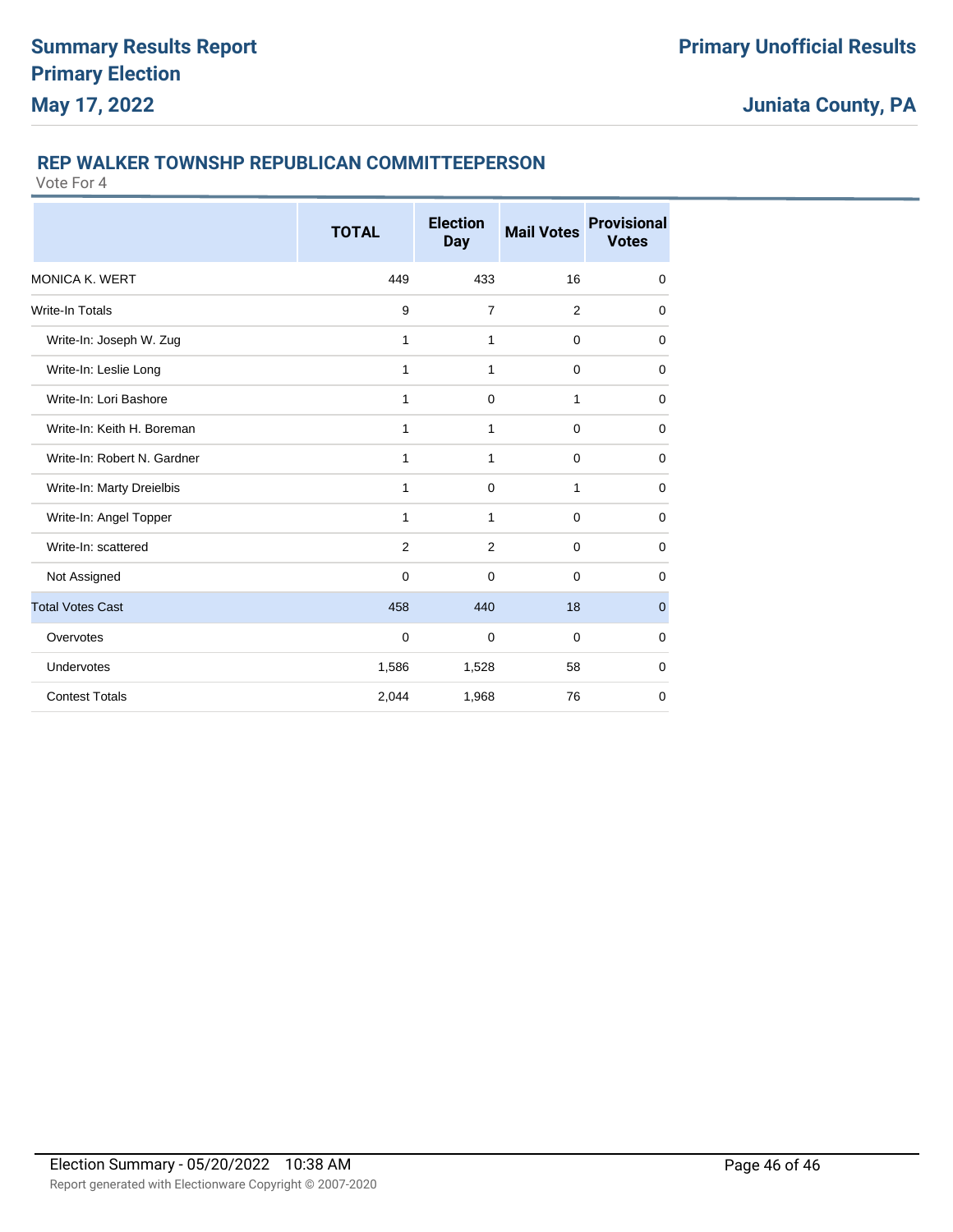## REP WALKER TOWNSHP REPUBLICAN COMMITTEEPERSON

Vote For 4

| | TOTAL | Election Day | Mail Votes | Provisional Votes |
|---|---|---|---|---|
| MONICA K. WERT | 449 | 433 | 16 | 0 |
| Write-In Totals | 9 | 7 | 2 | 0 |
| Write-In: Joseph W. Zug | 1 | 1 | 0 | 0 |
| Write-In: Leslie Long | 1 | 1 | 0 | 0 |
| Write-In: Lori Bashore | 1 | 0 | 1 | 0 |
| Write-In: Keith H. Boreman | 1 | 1 | 0 | 0 |
| Write-In: Robert N. Gardner | 1 | 1 | 0 | 0 |
| Write-In: Marty Dreielbis | 1 | 0 | 1 | 0 |
| Write-In: Angel Topper | 1 | 1 | 0 | 0 |
| Write-In: scattered | 2 | 2 | 0 | 0 |
| Not Assigned | 0 | 0 | 0 | 0 |
| Total Votes Cast | 458 | 440 | 18 | 0 |
| Overvotes | 0 | 0 | 0 | 0 |
| Undervotes | 1,586 | 1,528 | 58 | 0 |
| Contest Totals | 2,044 | 1,968 | 76 | 0 |